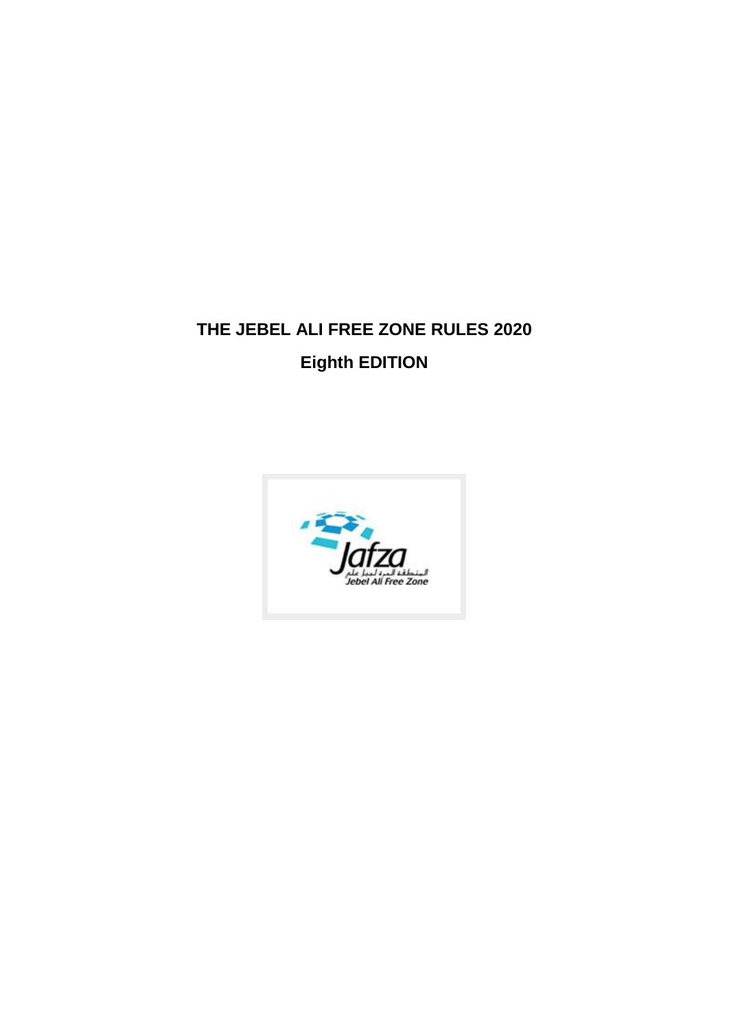# THE JEBEL ALI FREE ZONE RULES 2020

## Eighth EDITION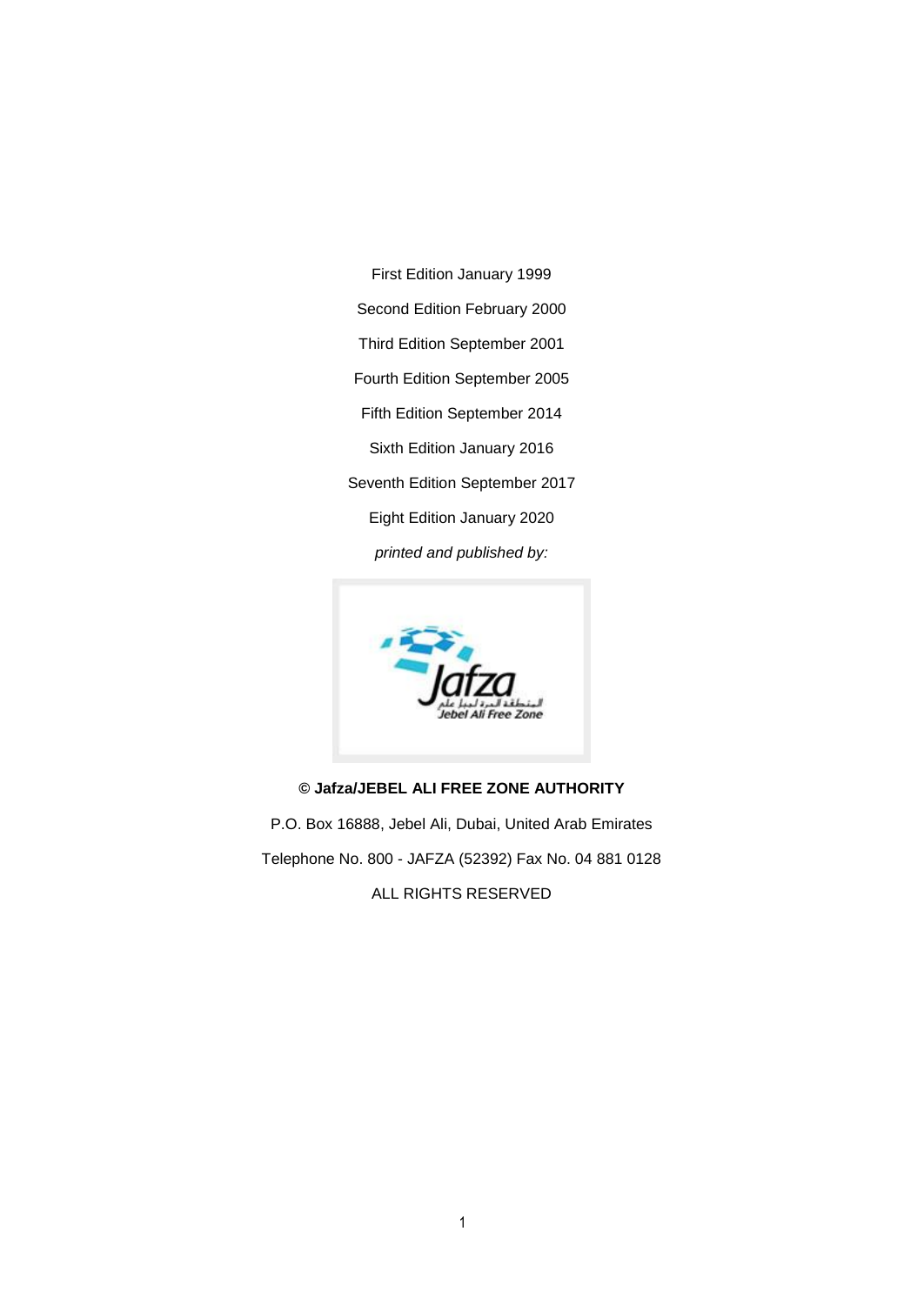First Edition January 1999

Second Edition February 2000

Third Edition September 2001

Fourth Edition September 2005

Fifth Edition September 2014

Sixth Edition January 2016

Seventh Edition September 2017

Eight Edition January 2020

*printed and published by:*

**© Jafza/JEBEL ALI FREE ZONE AUTHORITY**

P.O. Box 16888, Jebel Ali, Dubai, United Arab Emirates

Telephone No. 800 - JAFZA (52392) Fax No. 04 881 0128

ALL RIGHTS RESERVED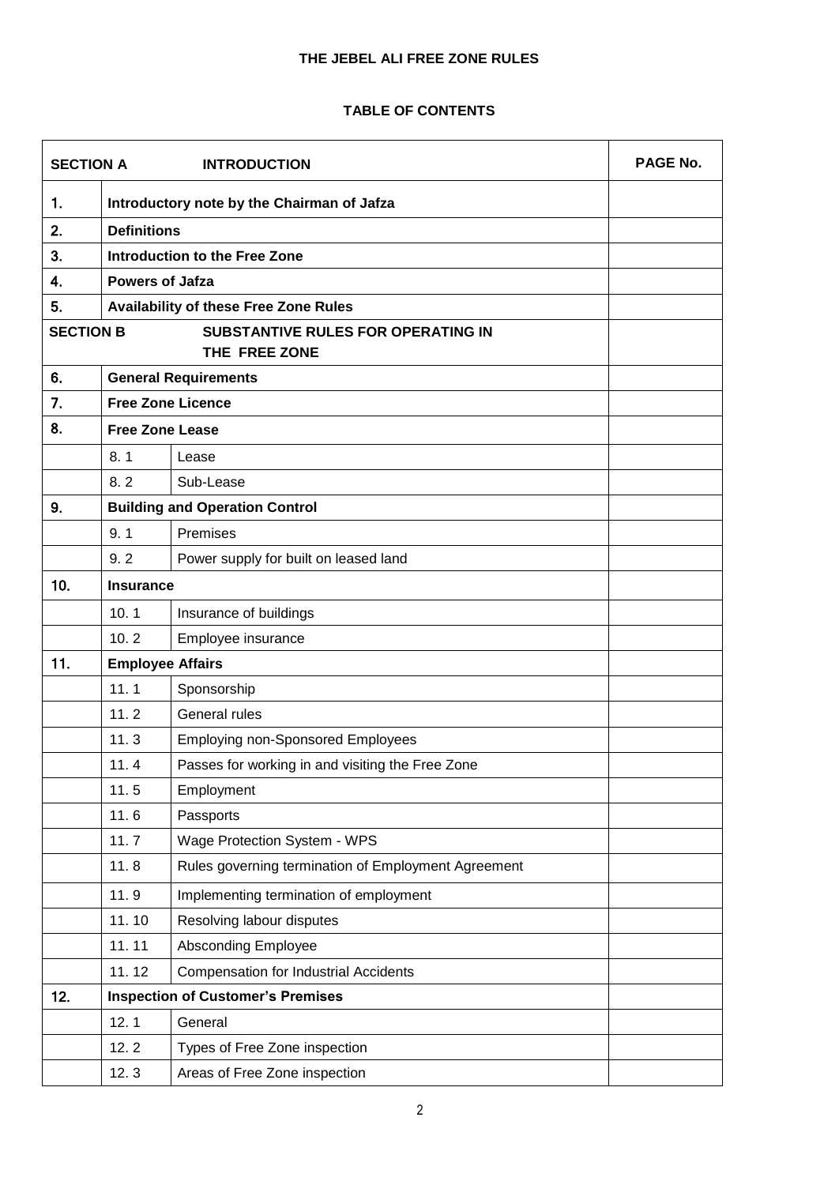**THE JEBEL ALI FREE ZONE RULES**

**TABLE OF CONTENTS**

| **SECTION A** | **INTRODUCTION** | | **PAGE No.** |
|---|---|---|---|
| **1.** | **Introductory note by the Chairman of Jafza** | | |
| **2.** | **Definitions** | | |
| **3.** | **Introduction to the Free Zone** | | |
| **4.** | **Powers of Jafza** | | |
| **5.** | **Availability of these Free Zone Rules** | | |
| **SECTION B** | **SUBSTANTIVE RULES FOR OPERATING IN THE FREE ZONE** | | |
| **6.** | **General Requirements** | | |
| **7.** | **Free Zone Licence** | | |
| **8.** | **Free Zone Lease** | | |
| | 8. 1 | Lease | |
| | 8. 2 | Sub-Lease | |
| **9.** | **Building and Operation Control** | | |
| | 9. 1 | Premises | |
| | 9. 2 | Power supply for built on leased land | |
| **10.** | **Insurance** | | |
| | 10. 1 | Insurance of buildings | |
| | 10. 2 | Employee insurance | |
| **11.** | **Employee Affairs** | | |
| | 11. 1 | Sponsorship | |
| | 11. 2 | General rules | |
| | 11. 3 | Employing non-Sponsored Employees | |
| | 11. 4 | Passes for working in and visiting the Free Zone | |
| | 11. 5 | Employment | |
| | 11. 6 | Passports | |
| | 11. 7 | Wage Protection System - WPS | |
| | 11. 8 | Rules governing termination of Employment Agreement | |
| | 11. 9 | Implementing termination of employment | |
| | 11. 10 | Resolving labour disputes | |
| | 11. 11 | Absconding Employee | |
| | 11. 12 | Compensation for Industrial Accidents | |
| **12.** | **Inspection of Customer's Premises** | | |
| | 12. 1 | General | |
| | 12. 2 | Types of Free Zone inspection | |
| | 12. 3 | Areas of Free Zone inspection | |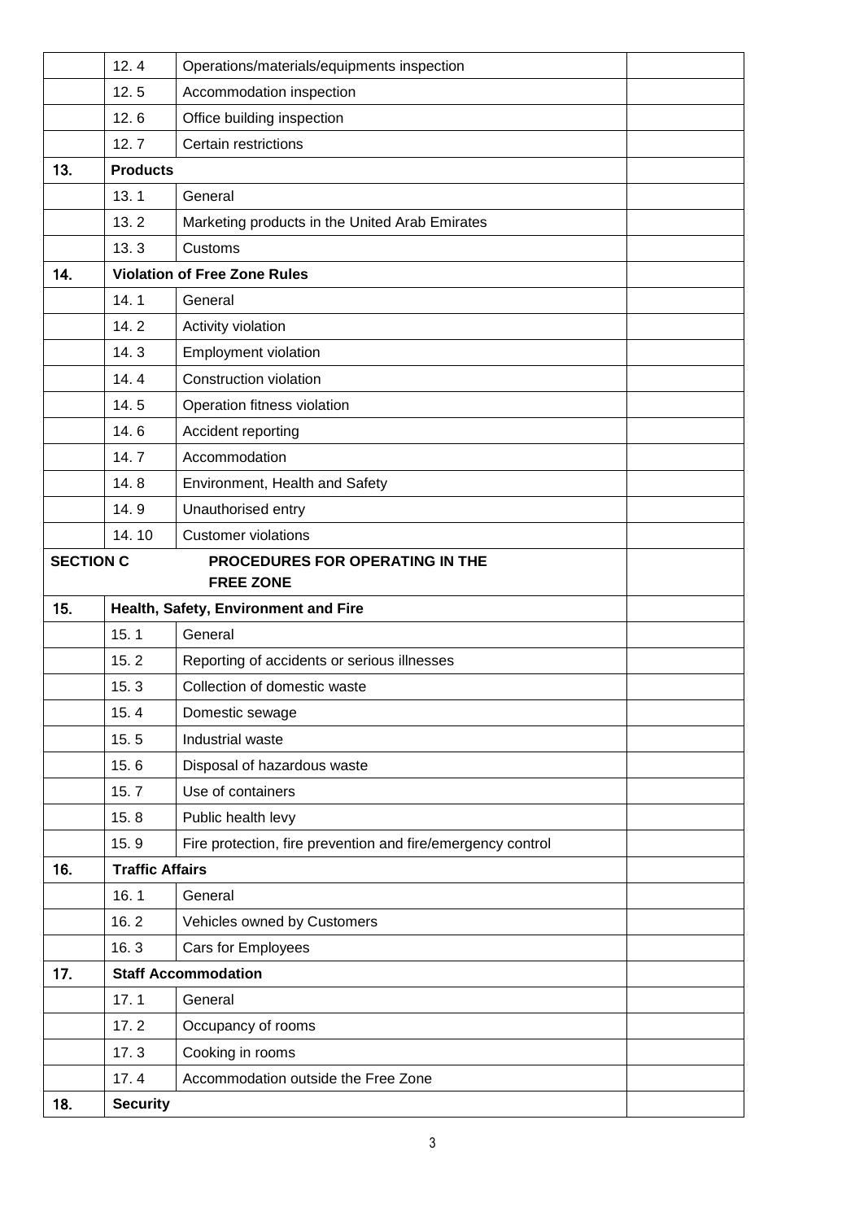| | | | |
|---|---|---|---|
| | 12. 4 | Operations/materials/equipments inspection | |
| | 12. 5 | Accommodation inspection | |
| | 12. 6 | Office building inspection | |
| | 12. 7 | Certain restrictions | |
| 13. | **Products** | | |
| | 13. 1 | General | |
| | 13. 2 | Marketing products in the United Arab Emirates | |
| | 13. 3 | Customs | |
| 14. | **Violation of Free Zone Rules** | | |
| | 14. 1 | General | |
| | 14. 2 | Activity violation | |
| | 14. 3 | Employment violation | |
| | 14. 4 | Construction violation | |
| | 14. 5 | Operation fitness violation | |
| | 14. 6 | Accident reporting | |
| | 14. 7 | Accommodation | |
| | 14. 8 | Environment, Health and Safety | |
| | 14. 9 | Unauthorised entry | |
| | 14. 10 | Customer violations | |
| **SECTION C** | | **PROCEDURES FOR OPERATING IN THE FREE ZONE** | |
| 15. | **Health, Safety, Environment and Fire** | | |
| | 15. 1 | General | |
| | 15. 2 | Reporting of accidents or serious illnesses | |
| | 15. 3 | Collection of domestic waste | |
| | 15. 4 | Domestic sewage | |
| | 15. 5 | Industrial waste | |
| | 15. 6 | Disposal of hazardous waste | |
| | 15. 7 | Use of containers | |
| | 15. 8 | Public health levy | |
| | 15. 9 | Fire protection, fire prevention and fire/emergency control | |
| 16. | **Traffic Affairs** | | |
| | 16. 1 | General | |
| | 16. 2 | Vehicles owned by Customers | |
| | 16. 3 | Cars for Employees | |
| 17. | **Staff Accommodation** | | |
| | 17. 1 | General | |
| | 17. 2 | Occupancy of rooms | |
| | 17. 3 | Cooking in rooms | |
| | 17. 4 | Accommodation outside the Free Zone | |
| 18. | **Security** | | |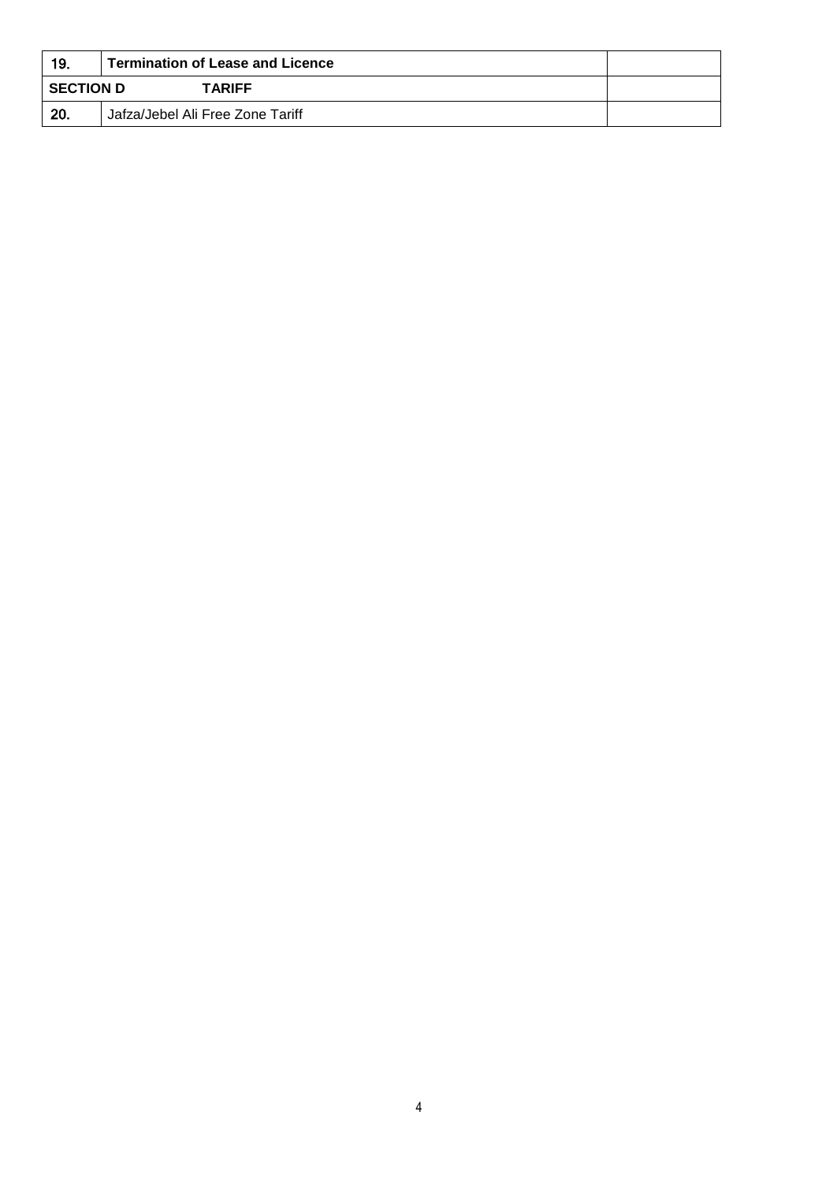| 19. | **Termination of Lease and Licence** | |
|---|---|---|
| **SECTION D** | **TARIFF** | |
| **20.** | Jafza/Jebel Ali Free Zone Tariff | |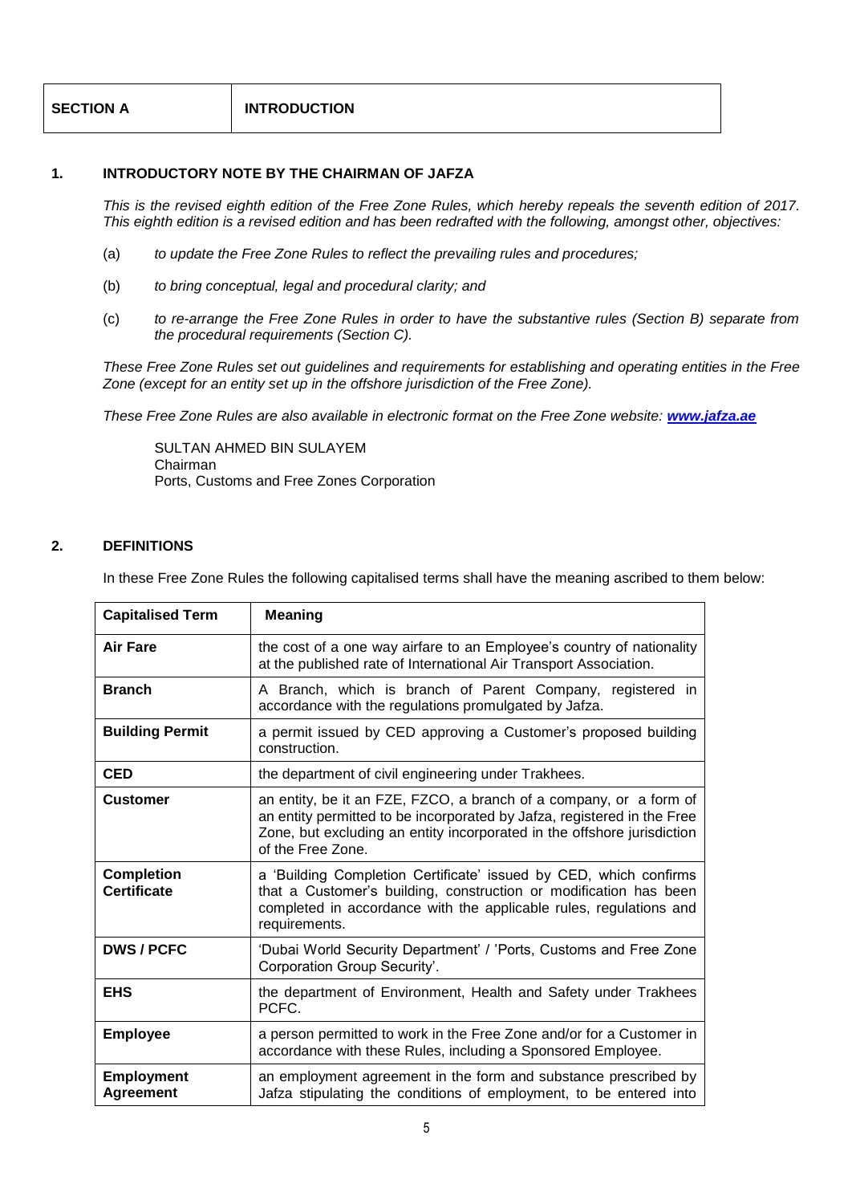| SECTION A | INTRODUCTION |
|---|---|

## 1. INTRODUCTORY NOTE BY THE CHAIRMAN OF JAFZA

*This is the revised eighth edition of the Free Zone Rules, which hereby repeals the seventh edition of 2017. This eighth edition is a revised edition and has been redrafted with the following, amongst other, objectives:*

(a) *to update the Free Zone Rules to reflect the prevailing rules and procedures;*

(b) *to bring conceptual, legal and procedural clarity; and*

(c) *to re-arrange the Free Zone Rules in order to have the substantive rules (Section B) separate from the procedural requirements (Section C).*

*These Free Zone Rules set out guidelines and requirements for establishing and operating entities in the Free Zone (except for an entity set up in the offshore jurisdiction of the Free Zone).*

*These Free Zone Rules are also available in electronic format on the Free Zone website:* ***www.jafza.ae***

SULTAN AHMED BIN SULAYEM
Chairman
Ports, Customs and Free Zones Corporation

## 2. DEFINITIONS

In these Free Zone Rules the following capitalised terms shall have the meaning ascribed to them below:

| Capitalised Term | Meaning |
|---|---|
| **Air Fare** | the cost of a one way airfare to an Employee's country of nationality at the published rate of International Air Transport Association. |
| **Branch** | A Branch, which is branch of Parent Company, registered in accordance with the regulations promulgated by Jafza. |
| **Building Permit** | a permit issued by CED approving a Customer's proposed building construction. |
| **CED** | the department of civil engineering under Trakhees. |
| **Customer** | an entity, be it an FZE, FZCO, a branch of a company, or a form of an entity permitted to be incorporated by Jafza, registered in the Free Zone, but excluding an entity incorporated in the offshore jurisdiction of the Free Zone. |
| **Completion Certificate** | a 'Building Completion Certificate' issued by CED, which confirms that a Customer's building, construction or modification has been completed in accordance with the applicable rules, regulations and requirements. |
| **DWS / PCFC** | 'Dubai World Security Department' / 'Ports, Customs and Free Zone Corporation Group Security'. |
| **EHS** | the department of Environment, Health and Safety under Trakhees PCFC. |
| **Employee** | a person permitted to work in the Free Zone and/or for a Customer in accordance with these Rules, including a Sponsored Employee. |
| **Employment Agreement** | an employment agreement in the form and substance prescribed by Jafza stipulating the conditions of employment, to be entered into |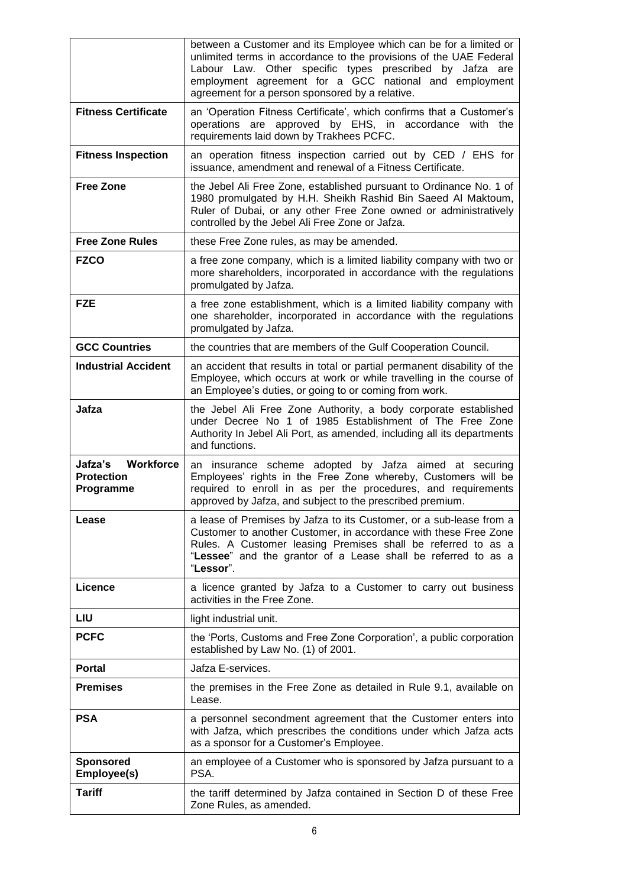| | |
|---|---|
| | between a Customer and its Employee which can be for a limited or unlimited terms in accordance to the provisions of the UAE Federal Labour Law. Other specific types prescribed by Jafza are employment agreement for a GCC national and employment agreement for a person sponsored by a relative. |
| **Fitness Certificate** | an 'Operation Fitness Certificate', which confirms that a Customer's operations are approved by EHS, in accordance with the requirements laid down by Trakhees PCFC. |
| **Fitness Inspection** | an operation fitness inspection carried out by CED / EHS for issuance, amendment and renewal of a Fitness Certificate. |
| **Free Zone** | the Jebel Ali Free Zone, established pursuant to Ordinance No. 1 of 1980 promulgated by H.H. Sheikh Rashid Bin Saeed Al Maktoum, Ruler of Dubai, or any other Free Zone owned or administratively controlled by the Jebel Ali Free Zone or Jafza. |
| **Free Zone Rules** | these Free Zone rules, as may be amended. |
| **FZCO** | a free zone company, which is a limited liability company with two or more shareholders, incorporated in accordance with the regulations promulgated by Jafza. |
| **FZE** | a free zone establishment, which is a limited liability company with one shareholder, incorporated in accordance with the regulations promulgated by Jafza. |
| **GCC Countries** | the countries that are members of the Gulf Cooperation Council. |
| **Industrial Accident** | an accident that results in total or partial permanent disability of the Employee, which occurs at work or while travelling in the course of an Employee's duties, or going to or coming from work. |
| **Jafza** | the Jebel Ali Free Zone Authority, a body corporate established under Decree No 1 of 1985 Establishment of The Free Zone Authority In Jebel Ali Port, as amended, including all its departments and functions. |
| **Jafza's Workforce Protection Programme** | an insurance scheme adopted by Jafza aimed at securing Employees' rights in the Free Zone whereby, Customers will be required to enroll in as per the procedures, and requirements approved by Jafza, and subject to the prescribed premium. |
| **Lease** | a lease of Premises by Jafza to its Customer, or a sub-lease from a Customer to another Customer, in accordance with these Free Zone Rules. A Customer leasing Premises shall be referred to as a "**Lessee**" and the grantor of a Lease shall be referred to as a "**Lessor**". |
| **Licence** | a licence granted by Jafza to a Customer to carry out business activities in the Free Zone. |
| **LIU** | light industrial unit. |
| **PCFC** | the 'Ports, Customs and Free Zone Corporation', a public corporation established by Law No. (1) of 2001. |
| **Portal** | Jafza E-services. |
| **Premises** | the premises in the Free Zone as detailed in Rule 9.1, available on Lease. |
| **PSA** | a personnel secondment agreement that the Customer enters into with Jafza, which prescribes the conditions under which Jafza acts as a sponsor for a Customer's Employee. |
| **Sponsored Employee(s)** | an employee of a Customer who is sponsored by Jafza pursuant to a PSA. |
| **Tariff** | the tariff determined by Jafza contained in Section D of these Free Zone Rules, as amended. |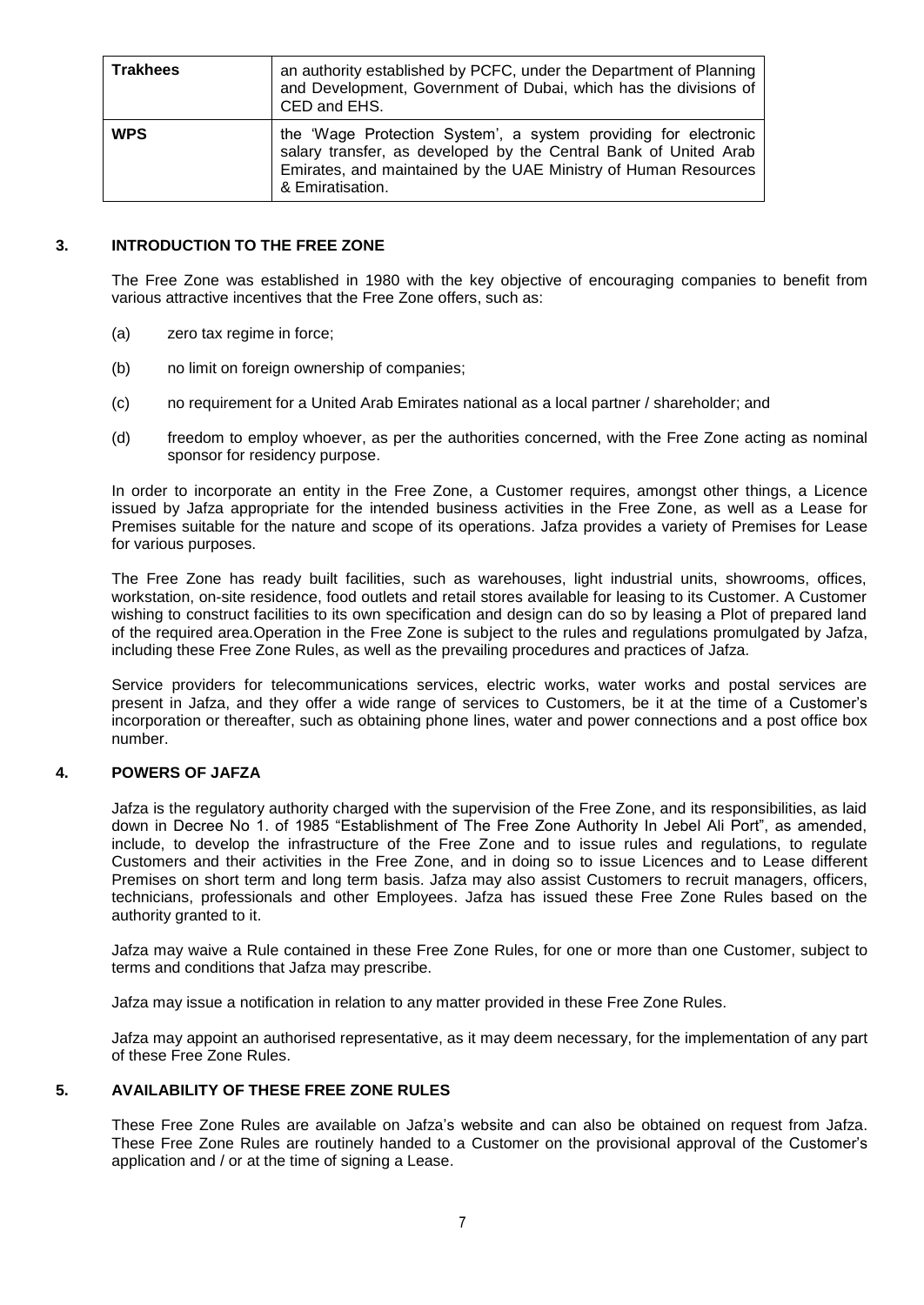| **Trakhees** | an authority established by PCFC, under the Department of Planning and Development, Government of Dubai, which has the divisions of CED and EHS. |
|---|---|
| **WPS** | the 'Wage Protection System', a system providing for electronic salary transfer, as developed by the Central Bank of United Arab Emirates, and maintained by the UAE Ministry of Human Resources & Emiratisation. |

## 3. INTRODUCTION TO THE FREE ZONE

The Free Zone was established in 1980 with the key objective of encouraging companies to benefit from various attractive incentives that the Free Zone offers, such as:

(a) zero tax regime in force;

(b) no limit on foreign ownership of companies;

(c) no requirement for a United Arab Emirates national as a local partner / shareholder; and

(d) freedom to employ whoever, as per the authorities concerned, with the Free Zone acting as nominal sponsor for residency purpose.

In order to incorporate an entity in the Free Zone, a Customer requires, amongst other things, a Licence issued by Jafza appropriate for the intended business activities in the Free Zone, as well as a Lease for Premises suitable for the nature and scope of its operations. Jafza provides a variety of Premises for Lease for various purposes.

The Free Zone has ready built facilities, such as warehouses, light industrial units, showrooms, offices, workstation, on-site residence, food outlets and retail stores available for leasing to its Customer. A Customer wishing to construct facilities to its own specification and design can do so by leasing a Plot of prepared land of the required area.Operation in the Free Zone is subject to the rules and regulations promulgated by Jafza, including these Free Zone Rules, as well as the prevailing procedures and practices of Jafza.

Service providers for telecommunications services, electric works, water works and postal services are present in Jafza, and they offer a wide range of services to Customers, be it at the time of a Customer's incorporation or thereafter, such as obtaining phone lines, water and power connections and a post office box number.

## 4. POWERS OF JAFZA

Jafza is the regulatory authority charged with the supervision of the Free Zone, and its responsibilities, as laid down in Decree No 1. of 1985 "Establishment of The Free Zone Authority In Jebel Ali Port", as amended, include, to develop the infrastructure of the Free Zone and to issue rules and regulations, to regulate Customers and their activities in the Free Zone, and in doing so to issue Licences and to Lease different Premises on short term and long term basis. Jafza may also assist Customers to recruit managers, officers, technicians, professionals and other Employees. Jafza has issued these Free Zone Rules based on the authority granted to it.

Jafza may waive a Rule contained in these Free Zone Rules, for one or more than one Customer, subject to terms and conditions that Jafza may prescribe.

Jafza may issue a notification in relation to any matter provided in these Free Zone Rules.

Jafza may appoint an authorised representative, as it may deem necessary, for the implementation of any part of these Free Zone Rules.

## 5. AVAILABILITY OF THESE FREE ZONE RULES

These Free Zone Rules are available on Jafza's website and can also be obtained on request from Jafza. These Free Zone Rules are routinely handed to a Customer on the provisional approval of the Customer's application and / or at the time of signing a Lease.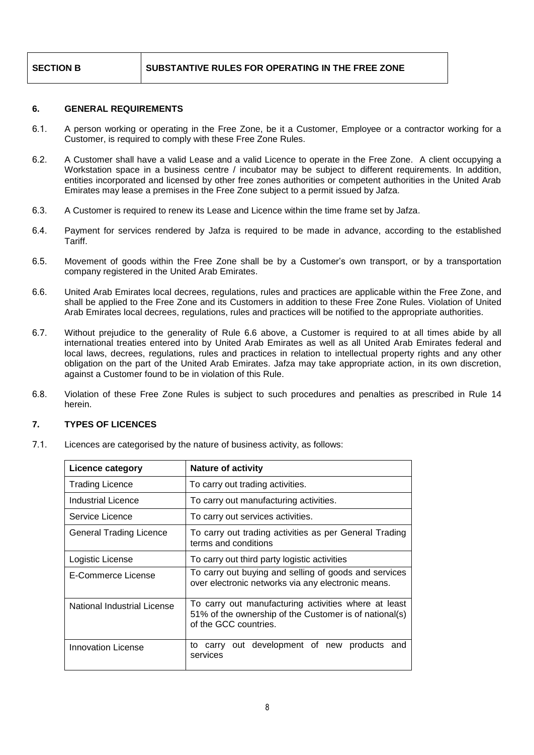| SECTION B | SUBSTANTIVE RULES FOR OPERATING IN THE FREE ZONE |
|---|---|

## 6. GENERAL REQUIREMENTS

6.1. A person working or operating in the Free Zone, be it a Customer, Employee or a contractor working for a Customer, is required to comply with these Free Zone Rules.

6.2. A Customer shall have a valid Lease and a valid Licence to operate in the Free Zone. A client occupying a Workstation space in a business centre / incubator may be subject to different requirements. In addition, entities incorporated and licensed by other free zones authorities or competent authorities in the United Arab Emirates may lease a premises in the Free Zone subject to a permit issued by Jafza.

6.3. A Customer is required to renew its Lease and Licence within the time frame set by Jafza.

6.4. Payment for services rendered by Jafza is required to be made in advance, according to the established Tariff.

6.5. Movement of goods within the Free Zone shall be by a Customer's own transport, or by a transportation company registered in the United Arab Emirates.

6.6. United Arab Emirates local decrees, regulations, rules and practices are applicable within the Free Zone, and shall be applied to the Free Zone and its Customers in addition to these Free Zone Rules. Violation of United Arab Emirates local decrees, regulations, rules and practices will be notified to the appropriate authorities.

6.7. Without prejudice to the generality of Rule 6.6 above, a Customer is required to at all times abide by all international treaties entered into by United Arab Emirates as well as all United Arab Emirates federal and local laws, decrees, regulations, rules and practices in relation to intellectual property rights and any other obligation on the part of the United Arab Emirates. Jafza may take appropriate action, in its own discretion, against a Customer found to be in violation of this Rule.

6.8. Violation of these Free Zone Rules is subject to such procedures and penalties as prescribed in Rule 14 herein.

## 7. TYPES OF LICENCES

7.1. Licences are categorised by the nature of business activity, as follows:

| Licence category | Nature of activity |
|---|---|
| Trading Licence | To carry out trading activities. |
| Industrial Licence | To carry out manufacturing activities. |
| Service Licence | To carry out services activities. |
| General Trading Licence | To carry out trading activities as per General Trading terms and conditions |
| Logistic License | To carry out third party logistic activities |
| E-Commerce License | To carry out buying and selling of goods and services over electronic networks via any electronic means. |
| National Industrial License | To carry out manufacturing activities where at least 51% of the ownership of the Customer is of national(s) of the GCC countries. |
| Innovation License | to carry out development of new products and services |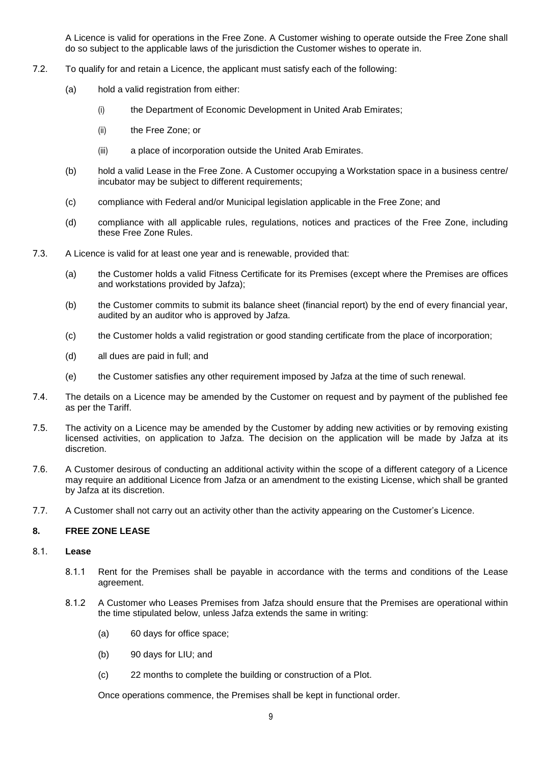A Licence is valid for operations in the Free Zone. A Customer wishing to operate outside the Free Zone shall do so subject to the applicable laws of the jurisdiction the Customer wishes to operate in.

7.2. To qualify for and retain a Licence, the applicant must satisfy each of the following:

(a) hold a valid registration from either:

(i) the Department of Economic Development in United Arab Emirates;

(ii) the Free Zone; or

(iii) a place of incorporation outside the United Arab Emirates.

(b) hold a valid Lease in the Free Zone. A Customer occupying a Workstation space in a business centre/ incubator may be subject to different requirements;

(c) compliance with Federal and/or Municipal legislation applicable in the Free Zone; and

(d) compliance with all applicable rules, regulations, notices and practices of the Free Zone, including these Free Zone Rules.

7.3. A Licence is valid for at least one year and is renewable, provided that:

(a) the Customer holds a valid Fitness Certificate for its Premises (except where the Premises are offices and workstations provided by Jafza);

(b) the Customer commits to submit its balance sheet (financial report) by the end of every financial year, audited by an auditor who is approved by Jafza.

(c) the Customer holds a valid registration or good standing certificate from the place of incorporation;

(d) all dues are paid in full; and

(e) the Customer satisfies any other requirement imposed by Jafza at the time of such renewal.

7.4. The details on a Licence may be amended by the Customer on request and by payment of the published fee as per the Tariff.

7.5. The activity on a Licence may be amended by the Customer by adding new activities or by removing existing licensed activities, on application to Jafza. The decision on the application will be made by Jafza at its discretion.

7.6. A Customer desirous of conducting an additional activity within the scope of a different category of a Licence may require an additional Licence from Jafza or an amendment to the existing License, which shall be granted by Jafza at its discretion.

7.7. A Customer shall not carry out an activity other than the activity appearing on the Customer's Licence.

## 8. FREE ZONE LEASE

### 8.1. Lease

8.1.1 Rent for the Premises shall be payable in accordance with the terms and conditions of the Lease agreement.

8.1.2 A Customer who Leases Premises from Jafza should ensure that the Premises are operational within the time stipulated below, unless Jafza extends the same in writing:

(a) 60 days for office space;

(b) 90 days for LIU; and

(c) 22 months to complete the building or construction of a Plot.

Once operations commence, the Premises shall be kept in functional order.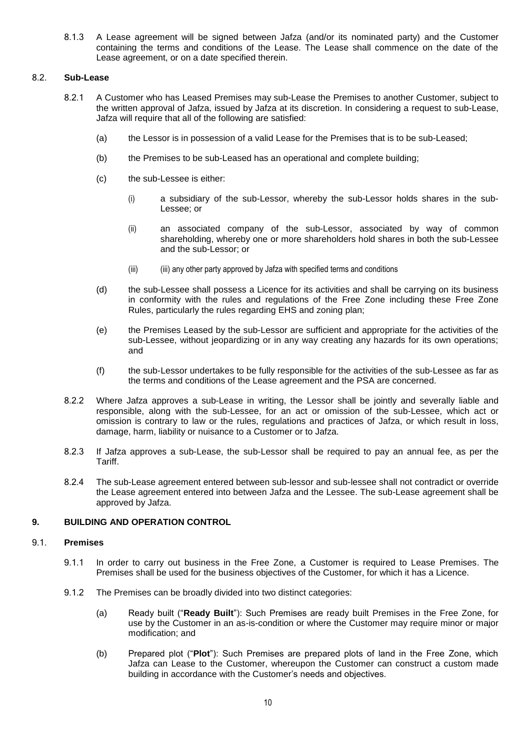8.1.3 A Lease agreement will be signed between Jafza (and/or its nominated party) and the Customer containing the terms and conditions of the Lease. The Lease shall commence on the date of the Lease agreement, or on a date specified therein.

8.2. **Sub-Lease**

8.2.1 A Customer who has Leased Premises may sub-Lease the Premises to another Customer, subject to the written approval of Jafza, issued by Jafza at its discretion. In considering a request to sub-Lease, Jafza will require that all of the following are satisfied:

(a) the Lessor is in possession of a valid Lease for the Premises that is to be sub-Leased;

(b) the Premises to be sub-Leased has an operational and complete building;

(c) the sub-Lessee is either:

(i) a subsidiary of the sub-Lessor, whereby the sub-Lessor holds shares in the sub-Lessee; or

(ii) an associated company of the sub-Lessor, associated by way of common shareholding, whereby one or more shareholders hold shares in both the sub-Lessee and the sub-Lessor; or

(iii) (iii) any other party approved by Jafza with specified terms and conditions

(d) the sub-Lessee shall possess a Licence for its activities and shall be carrying on its business in conformity with the rules and regulations of the Free Zone including these Free Zone Rules, particularly the rules regarding EHS and zoning plan;

(e) the Premises Leased by the sub-Lessor are sufficient and appropriate for the activities of the sub-Lessee, without jeopardizing or in any way creating any hazards for its own operations; and

(f) the sub-Lessor undertakes to be fully responsible for the activities of the sub-Lessee as far as the terms and conditions of the Lease agreement and the PSA are concerned.

8.2.2 Where Jafza approves a sub-Lease in writing, the Lessor shall be jointly and severally liable and responsible, along with the sub-Lessee, for an act or omission of the sub-Lessee, which act or omission is contrary to law or the rules, regulations and practices of Jafza, or which result in loss, damage, harm, liability or nuisance to a Customer or to Jafza.

8.2.3 If Jafza approves a sub-Lease, the sub-Lessor shall be required to pay an annual fee, as per the Tariff.

8.2.4 The sub-Lease agreement entered between sub-lessor and sub-lessee shall not contradict or override the Lease agreement entered into between Jafza and the Lessee. The sub-Lease agreement shall be approved by Jafza.

## 9. BUILDING AND OPERATION CONTROL

9.1. **Premises**

9.1.1 In order to carry out business in the Free Zone, a Customer is required to Lease Premises. The Premises shall be used for the business objectives of the Customer, for which it has a Licence.

9.1.2 The Premises can be broadly divided into two distinct categories:

(a) Ready built ("**Ready Built**"): Such Premises are ready built Premises in the Free Zone, for use by the Customer in an as-is-condition or where the Customer may require minor or major modification; and

(b) Prepared plot ("**Plot**"): Such Premises are prepared plots of land in the Free Zone, which Jafza can Lease to the Customer, whereupon the Customer can construct a custom made building in accordance with the Customer's needs and objectives.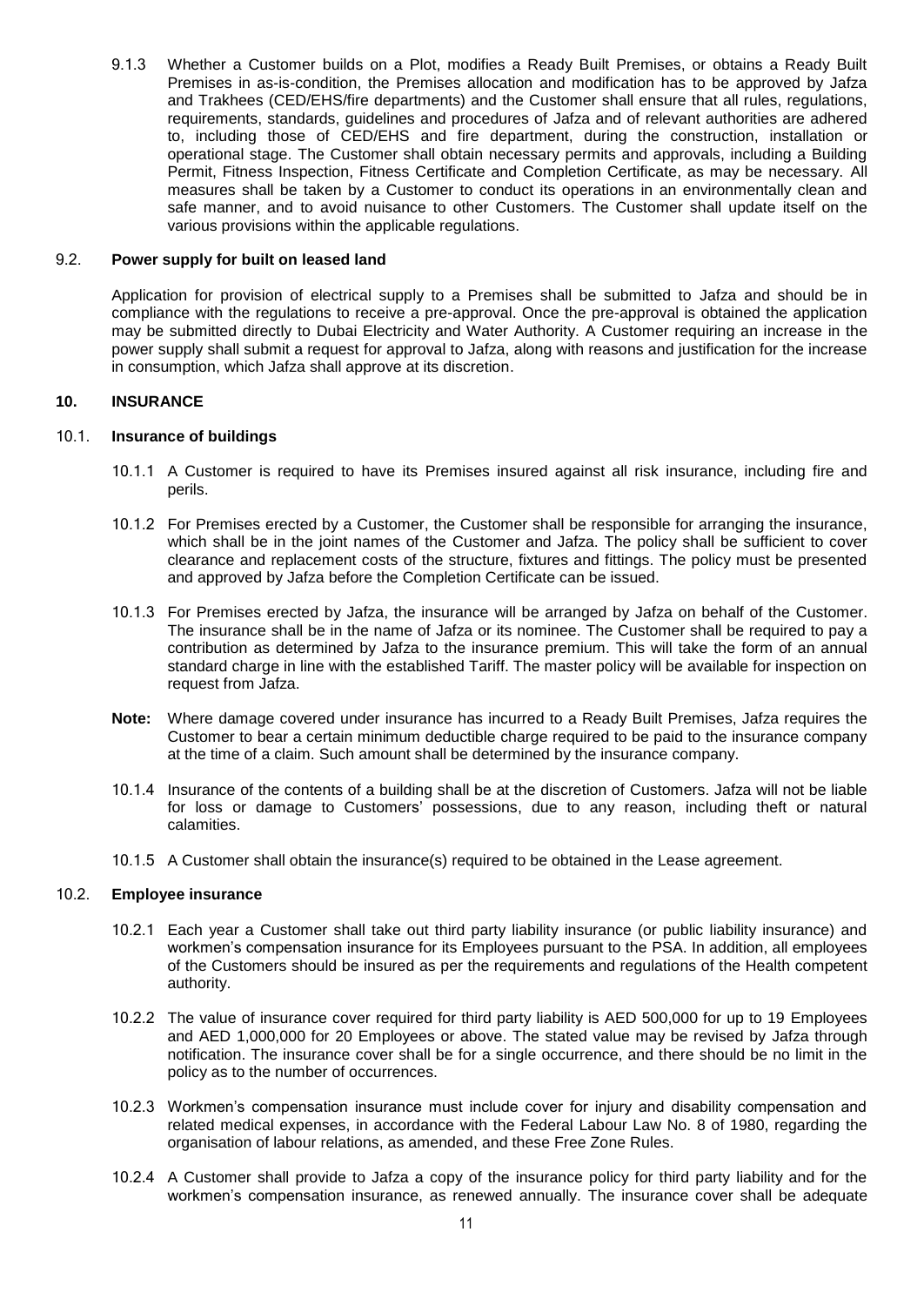9.1.3 Whether a Customer builds on a Plot, modifies a Ready Built Premises, or obtains a Ready Built Premises in as-is-condition, the Premises allocation and modification has to be approved by Jafza and Trakhees (CED/EHS/fire departments) and the Customer shall ensure that all rules, regulations, requirements, standards, guidelines and procedures of Jafza and of relevant authorities are adhered to, including those of CED/EHS and fire department, during the construction, installation or operational stage. The Customer shall obtain necessary permits and approvals, including a Building Permit, Fitness Inspection, Fitness Certificate and Completion Certificate, as may be necessary. All measures shall be taken by a Customer to conduct its operations in an environmentally clean and safe manner, and to avoid nuisance to other Customers. The Customer shall update itself on the various provisions within the applicable regulations.

### 9.2. Power supply for built on leased land

Application for provision of electrical supply to a Premises shall be submitted to Jafza and should be in compliance with the regulations to receive a pre-approval. Once the pre-approval is obtained the application may be submitted directly to Dubai Electricity and Water Authority. A Customer requiring an increase in the power supply shall submit a request for approval to Jafza, along with reasons and justification for the increase in consumption, which Jafza shall approve at its discretion.

## 10. INSURANCE

### 10.1. Insurance of buildings

10.1.1 A Customer is required to have its Premises insured against all risk insurance, including fire and perils.

10.1.2 For Premises erected by a Customer, the Customer shall be responsible for arranging the insurance, which shall be in the joint names of the Customer and Jafza. The policy shall be sufficient to cover clearance and replacement costs of the structure, fixtures and fittings. The policy must be presented and approved by Jafza before the Completion Certificate can be issued.

10.1.3 For Premises erected by Jafza, the insurance will be arranged by Jafza on behalf of the Customer. The insurance shall be in the name of Jafza or its nominee. The Customer shall be required to pay a contribution as determined by Jafza to the insurance premium. This will take the form of an annual standard charge in line with the established Tariff. The master policy will be available for inspection on request from Jafza.

**Note:** Where damage covered under insurance has incurred to a Ready Built Premises, Jafza requires the Customer to bear a certain minimum deductible charge required to be paid to the insurance company at the time of a claim. Such amount shall be determined by the insurance company.

10.1.4 Insurance of the contents of a building shall be at the discretion of Customers. Jafza will not be liable for loss or damage to Customers' possessions, due to any reason, including theft or natural calamities.

10.1.5 A Customer shall obtain the insurance(s) required to be obtained in the Lease agreement.

### 10.2. Employee insurance

10.2.1 Each year a Customer shall take out third party liability insurance (or public liability insurance) and workmen's compensation insurance for its Employees pursuant to the PSA. In addition, all employees of the Customers should be insured as per the requirements and regulations of the Health competent authority.

10.2.2 The value of insurance cover required for third party liability is AED 500,000 for up to 19 Employees and AED 1,000,000 for 20 Employees or above. The stated value may be revised by Jafza through notification. The insurance cover shall be for a single occurrence, and there should be no limit in the policy as to the number of occurrences.

10.2.3 Workmen's compensation insurance must include cover for injury and disability compensation and related medical expenses, in accordance with the Federal Labour Law No. 8 of 1980, regarding the organisation of labour relations, as amended, and these Free Zone Rules.

10.2.4 A Customer shall provide to Jafza a copy of the insurance policy for third party liability and for the workmen's compensation insurance, as renewed annually. The insurance cover shall be adequate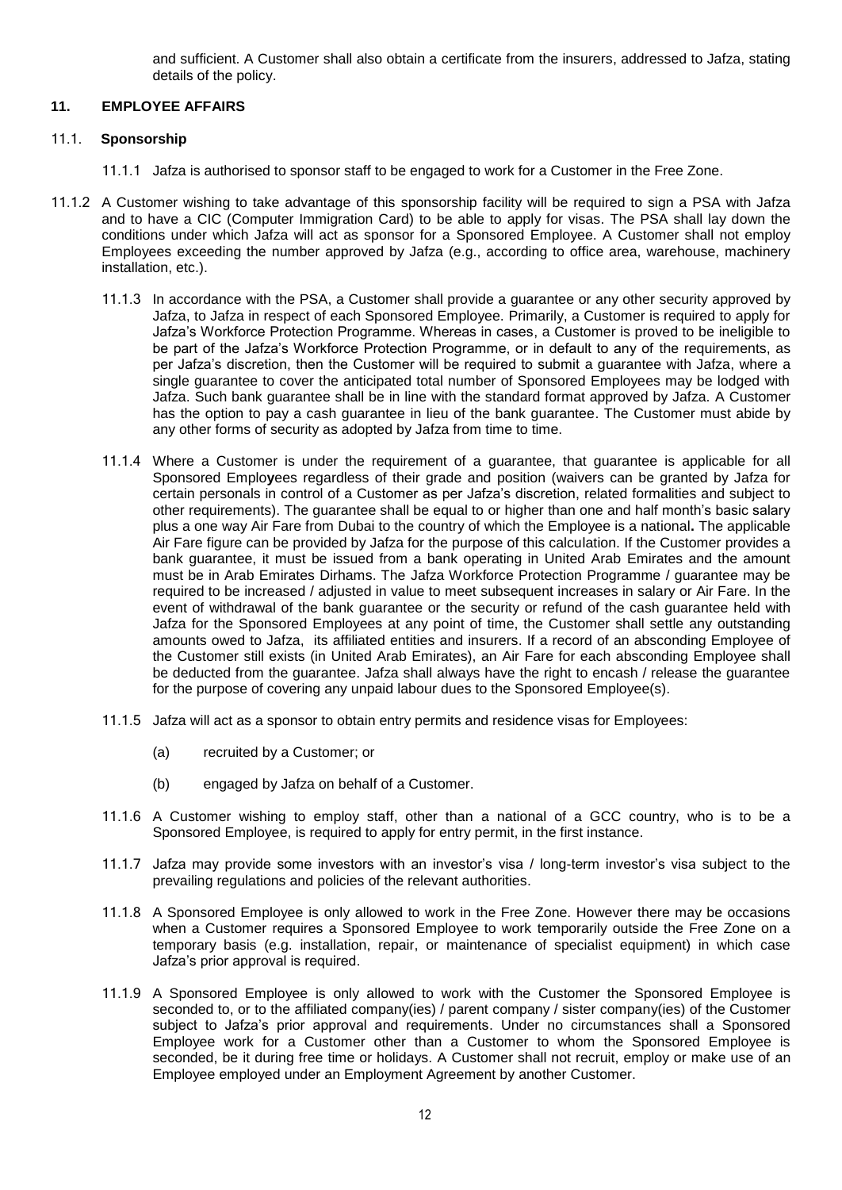and sufficient. A Customer shall also obtain a certificate from the insurers, addressed to Jafza, stating details of the policy.

## 11. EMPLOYEE AFFAIRS

### 11.1. Sponsorship

11.1.1 Jafza is authorised to sponsor staff to be engaged to work for a Customer in the Free Zone.

11.1.2 A Customer wishing to take advantage of this sponsorship facility will be required to sign a PSA with Jafza and to have a CIC (Computer Immigration Card) to be able to apply for visas. The PSA shall lay down the conditions under which Jafza will act as sponsor for a Sponsored Employee. A Customer shall not employ Employees exceeding the number approved by Jafza (e.g., according to office area, warehouse, machinery installation, etc.).

11.1.3 In accordance with the PSA, a Customer shall provide a guarantee or any other security approved by Jafza, to Jafza in respect of each Sponsored Employee. Primarily, a Customer is required to apply for Jafza's Workforce Protection Programme. Whereas in cases, a Customer is proved to be ineligible to be part of the Jafza's Workforce Protection Programme, or in default to any of the requirements, as per Jafza's discretion, then the Customer will be required to submit a guarantee with Jafza, where a single guarantee to cover the anticipated total number of Sponsored Employees may be lodged with Jafza. Such bank guarantee shall be in line with the standard format approved by Jafza. A Customer has the option to pay a cash guarantee in lieu of the bank guarantee. The Customer must abide by any other forms of security as adopted by Jafza from time to time.

11.1.4 Where a Customer is under the requirement of a guarantee, that guarantee is applicable for all Sponsored Employees regardless of their grade and position (waivers can be granted by Jafza for certain personals in control of a Customer as per Jafza's discretion, related formalities and subject to other requirements). The guarantee shall be equal to or higher than one and half month's basic salary plus a one way Air Fare from Dubai to the country of which the Employee is a national. The applicable Air Fare figure can be provided by Jafza for the purpose of this calculation. If the Customer provides a bank guarantee, it must be issued from a bank operating in United Arab Emirates and the amount must be in Arab Emirates Dirhams. The Jafza Workforce Protection Programme / guarantee may be required to be increased / adjusted in value to meet subsequent increases in salary or Air Fare. In the event of withdrawal of the bank guarantee or the security or refund of the cash guarantee held with Jafza for the Sponsored Employees at any point of time, the Customer shall settle any outstanding amounts owed to Jafza, its affiliated entities and insurers. If a record of an absconding Employee of the Customer still exists (in United Arab Emirates), an Air Fare for each absconding Employee shall be deducted from the guarantee. Jafza shall always have the right to encash / release the guarantee for the purpose of covering any unpaid labour dues to the Sponsored Employee(s).

11.1.5 Jafza will act as a sponsor to obtain entry permits and residence visas for Employees:

(a) recruited by a Customer; or

(b) engaged by Jafza on behalf of a Customer.

11.1.6 A Customer wishing to employ staff, other than a national of a GCC country, who is to be a Sponsored Employee, is required to apply for entry permit, in the first instance.

11.1.7 Jafza may provide some investors with an investor's visa / long-term investor's visa subject to the prevailing regulations and policies of the relevant authorities.

11.1.8 A Sponsored Employee is only allowed to work in the Free Zone. However there may be occasions when a Customer requires a Sponsored Employee to work temporarily outside the Free Zone on a temporary basis (e.g. installation, repair, or maintenance of specialist equipment) in which case Jafza's prior approval is required.

11.1.9 A Sponsored Employee is only allowed to work with the Customer the Sponsored Employee is seconded to, or to the affiliated company(ies) / parent company / sister company(ies) of the Customer subject to Jafza's prior approval and requirements. Under no circumstances shall a Sponsored Employee work for a Customer other than a Customer to whom the Sponsored Employee is seconded, be it during free time or holidays. A Customer shall not recruit, employ or make use of an Employee employed under an Employment Agreement by another Customer.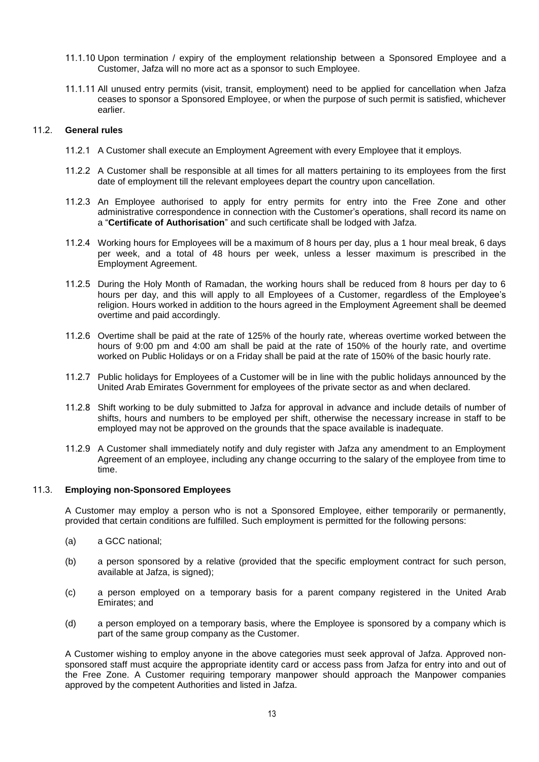11.1.10 Upon termination / expiry of the employment relationship between a Sponsored Employee and a Customer, Jafza will no more act as a sponsor to such Employee.

11.1.11 All unused entry permits (visit, transit, employment) need to be applied for cancellation when Jafza ceases to sponsor a Sponsored Employee, or when the purpose of such permit is satisfied, whichever earlier.

### 11.2. General rules

11.2.1 A Customer shall execute an Employment Agreement with every Employee that it employs.

11.2.2 A Customer shall be responsible at all times for all matters pertaining to its employees from the first date of employment till the relevant employees depart the country upon cancellation.

11.2.3 An Employee authorised to apply for entry permits for entry into the Free Zone and other administrative correspondence in connection with the Customer's operations, shall record its name on a "**Certificate of Authorisation**" and such certificate shall be lodged with Jafza.

11.2.4 Working hours for Employees will be a maximum of 8 hours per day, plus a 1 hour meal break, 6 days per week, and a total of 48 hours per week, unless a lesser maximum is prescribed in the Employment Agreement.

11.2.5 During the Holy Month of Ramadan, the working hours shall be reduced from 8 hours per day to 6 hours per day, and this will apply to all Employees of a Customer, regardless of the Employee's religion. Hours worked in addition to the hours agreed in the Employment Agreement shall be deemed overtime and paid accordingly.

11.2.6 Overtime shall be paid at the rate of 125% of the hourly rate, whereas overtime worked between the hours of 9:00 pm and 4:00 am shall be paid at the rate of 150% of the hourly rate, and overtime worked on Public Holidays or on a Friday shall be paid at the rate of 150% of the basic hourly rate.

11.2.7 Public holidays for Employees of a Customer will be in line with the public holidays announced by the United Arab Emirates Government for employees of the private sector as and when declared.

11.2.8 Shift working to be duly submitted to Jafza for approval in advance and include details of number of shifts, hours and numbers to be employed per shift, otherwise the necessary increase in staff to be employed may not be approved on the grounds that the space available is inadequate.

11.2.9 A Customer shall immediately notify and duly register with Jafza any amendment to an Employment Agreement of an employee, including any change occurring to the salary of the employee from time to time.

### 11.3. Employing non-Sponsored Employees

A Customer may employ a person who is not a Sponsored Employee, either temporarily or permanently, provided that certain conditions are fulfilled. Such employment is permitted for the following persons:

(a) a GCC national;

(b) a person sponsored by a relative (provided that the specific employment contract for such person, available at Jafza, is signed);

(c) a person employed on a temporary basis for a parent company registered in the United Arab Emirates; and

(d) a person employed on a temporary basis, where the Employee is sponsored by a company which is part of the same group company as the Customer.

A Customer wishing to employ anyone in the above categories must seek approval of Jafza. Approved non-sponsored staff must acquire the appropriate identity card or access pass from Jafza for entry into and out of the Free Zone. A Customer requiring temporary manpower should approach the Manpower companies approved by the competent Authorities and listed in Jafza.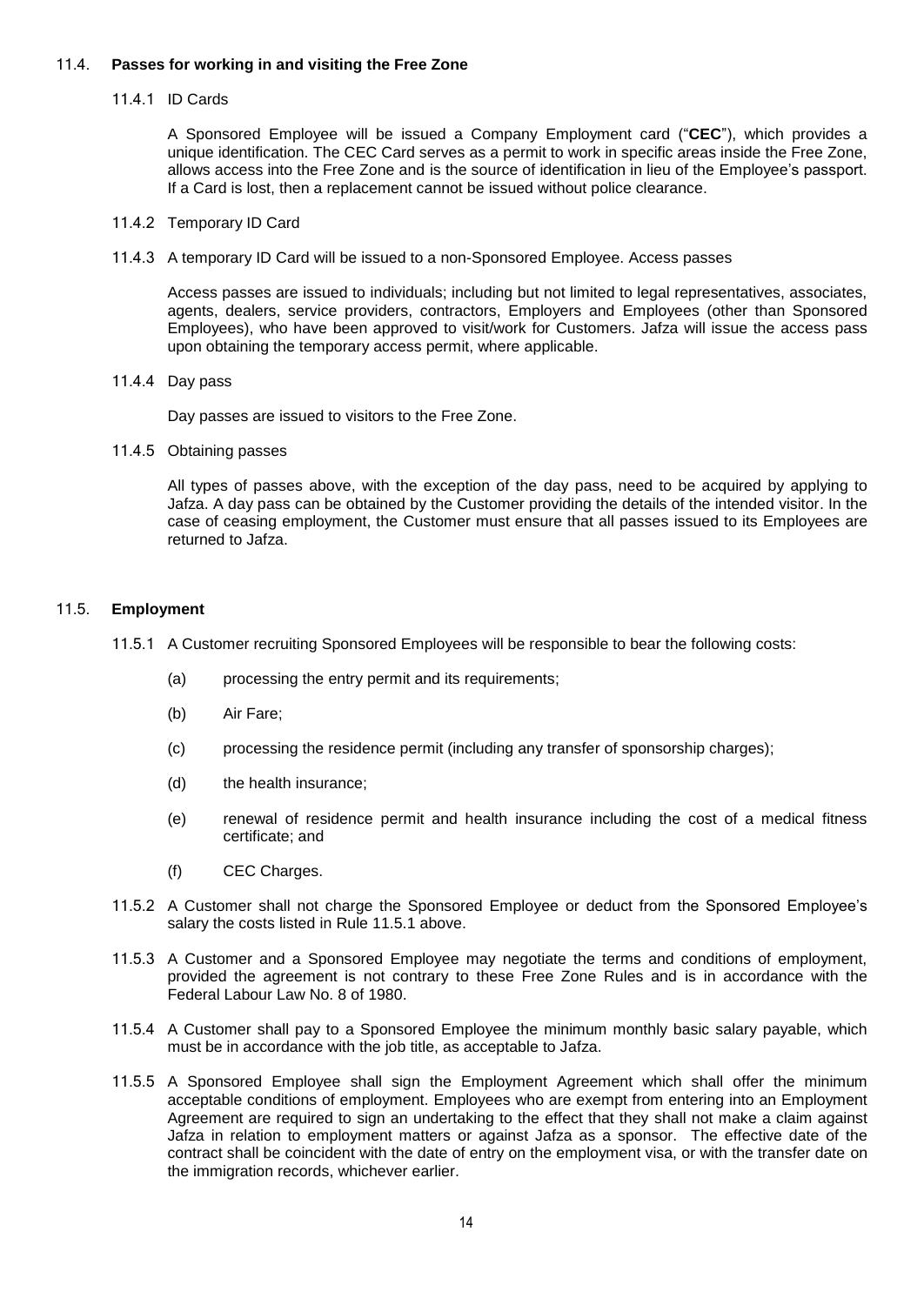### 11.4. **Passes for working in and visiting the Free Zone**

11.4.1 ID Cards

A Sponsored Employee will be issued a Company Employment card ("**CEC**"), which provides a unique identification. The CEC Card serves as a permit to work in specific areas inside the Free Zone, allows access into the Free Zone and is the source of identification in lieu of the Employee's passport. If a Card is lost, then a replacement cannot be issued without police clearance.

11.4.2 Temporary ID Card

11.4.3 A temporary ID Card will be issued to a non-Sponsored Employee. Access passes

Access passes are issued to individuals; including but not limited to legal representatives, associates, agents, dealers, service providers, contractors, Employers and Employees (other than Sponsored Employees), who have been approved to visit/work for Customers. Jafza will issue the access pass upon obtaining the temporary access permit, where applicable.

11.4.4 Day pass

Day passes are issued to visitors to the Free Zone.

11.4.5 Obtaining passes

All types of passes above, with the exception of the day pass, need to be acquired by applying to Jafza. A day pass can be obtained by the Customer providing the details of the intended visitor. In the case of ceasing employment, the Customer must ensure that all passes issued to its Employees are returned to Jafza.

### 11.5. **Employment**

11.5.1 A Customer recruiting Sponsored Employees will be responsible to bear the following costs:

(a) processing the entry permit and its requirements;

(b) Air Fare;

(c) processing the residence permit (including any transfer of sponsorship charges);

(d) the health insurance;

(e) renewal of residence permit and health insurance including the cost of a medical fitness certificate; and

(f) CEC Charges.

11.5.2 A Customer shall not charge the Sponsored Employee or deduct from the Sponsored Employee's salary the costs listed in Rule 11.5.1 above.

11.5.3 A Customer and a Sponsored Employee may negotiate the terms and conditions of employment, provided the agreement is not contrary to these Free Zone Rules and is in accordance with the Federal Labour Law No. 8 of 1980.

11.5.4 A Customer shall pay to a Sponsored Employee the minimum monthly basic salary payable, which must be in accordance with the job title, as acceptable to Jafza.

11.5.5 A Sponsored Employee shall sign the Employment Agreement which shall offer the minimum acceptable conditions of employment. Employees who are exempt from entering into an Employment Agreement are required to sign an undertaking to the effect that they shall not make a claim against Jafza in relation to employment matters or against Jafza as a sponsor. The effective date of the contract shall be coincident with the date of entry on the employment visa, or with the transfer date on the immigration records, whichever earlier.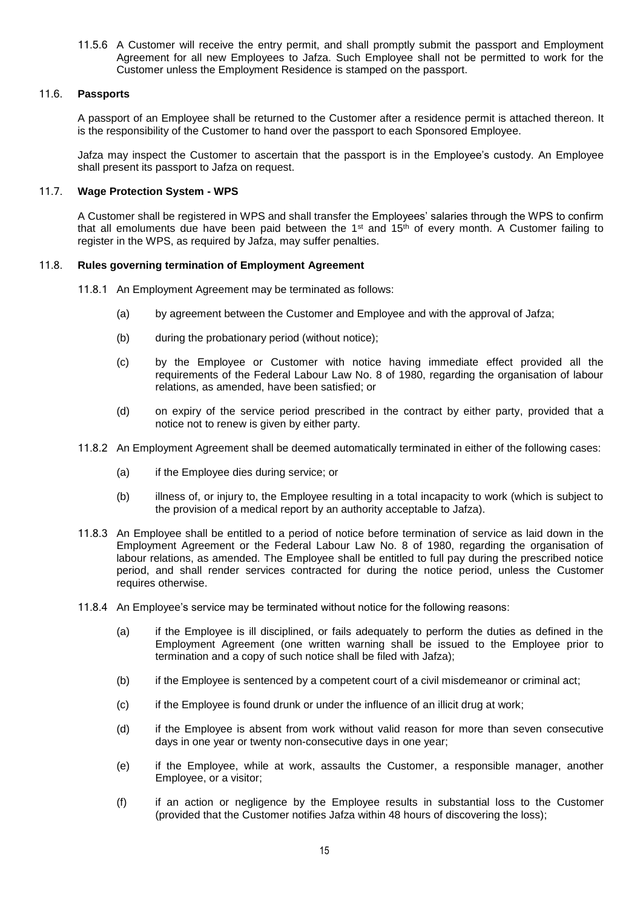11.5.6 A Customer will receive the entry permit, and shall promptly submit the passport and Employment Agreement for all new Employees to Jafza. Such Employee shall not be permitted to work for the Customer unless the Employment Residence is stamped on the passport.

### 11.6. Passports

A passport of an Employee shall be returned to the Customer after a residence permit is attached thereon. It is the responsibility of the Customer to hand over the passport to each Sponsored Employee.

Jafza may inspect the Customer to ascertain that the passport is in the Employee's custody. An Employee shall present its passport to Jafza on request.

### 11.7. Wage Protection System - WPS

A Customer shall be registered in WPS and shall transfer the Employees' salaries through the WPS to confirm that all emoluments due have been paid between the 1st and 15th of every month. A Customer failing to register in the WPS, as required by Jafza, may suffer penalties.

### 11.8. Rules governing termination of Employment Agreement

11.8.1 An Employment Agreement may be terminated as follows:

(a) by agreement between the Customer and Employee and with the approval of Jafza;

(b) during the probationary period (without notice);

(c) by the Employee or Customer with notice having immediate effect provided all the requirements of the Federal Labour Law No. 8 of 1980, regarding the organisation of labour relations, as amended, have been satisfied; or

(d) on expiry of the service period prescribed in the contract by either party, provided that a notice not to renew is given by either party.

11.8.2 An Employment Agreement shall be deemed automatically terminated in either of the following cases:

(a) if the Employee dies during service; or

(b) illness of, or injury to, the Employee resulting in a total incapacity to work (which is subject to the provision of a medical report by an authority acceptable to Jafza).

11.8.3 An Employee shall be entitled to a period of notice before termination of service as laid down in the Employment Agreement or the Federal Labour Law No. 8 of 1980, regarding the organisation of labour relations, as amended. The Employee shall be entitled to full pay during the prescribed notice period, and shall render services contracted for during the notice period, unless the Customer requires otherwise.

11.8.4 An Employee's service may be terminated without notice for the following reasons:

(a) if the Employee is ill disciplined, or fails adequately to perform the duties as defined in the Employment Agreement (one written warning shall be issued to the Employee prior to termination and a copy of such notice shall be filed with Jafza);

(b) if the Employee is sentenced by a competent court of a civil misdemeanor or criminal act;

(c) if the Employee is found drunk or under the influence of an illicit drug at work;

(d) if the Employee is absent from work without valid reason for more than seven consecutive days in one year or twenty non-consecutive days in one year;

(e) if the Employee, while at work, assaults the Customer, a responsible manager, another Employee, or a visitor;

(f) if an action or negligence by the Employee results in substantial loss to the Customer (provided that the Customer notifies Jafza within 48 hours of discovering the loss);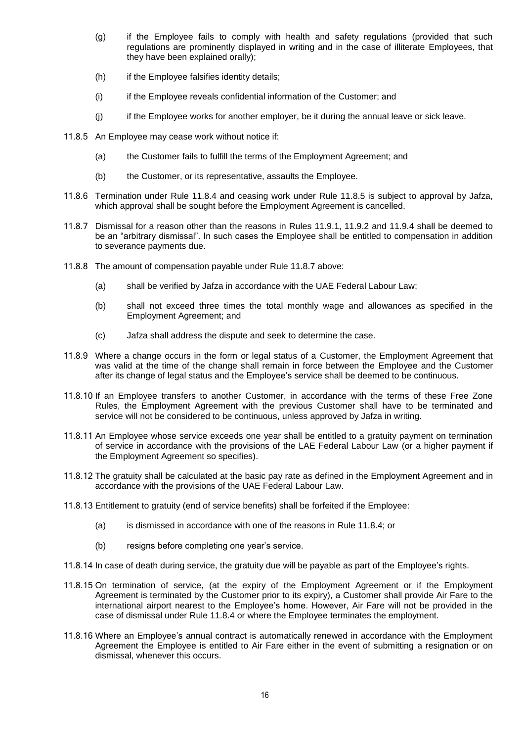- (g) if the Employee fails to comply with health and safety regulations (provided that such regulations are prominently displayed in writing and in the case of illiterate Employees, that they have been explained orally);
- (h) if the Employee falsifies identity details;
- (i) if the Employee reveals confidential information of the Customer; and
- (j) if the Employee works for another employer, be it during the annual leave or sick leave.

11.8.5 An Employee may cease work without notice if:

- (a) the Customer fails to fulfill the terms of the Employment Agreement; and
- (b) the Customer, or its representative, assaults the Employee.

11.8.6 Termination under Rule 11.8.4 and ceasing work under Rule 11.8.5 is subject to approval by Jafza, which approval shall be sought before the Employment Agreement is cancelled.

11.8.7 Dismissal for a reason other than the reasons in Rules 11.9.1, 11.9.2 and 11.9.4 shall be deemed to be an "arbitrary dismissal". In such cases the Employee shall be entitled to compensation in addition to severance payments due.

11.8.8 The amount of compensation payable under Rule 11.8.7 above:

- (a) shall be verified by Jafza in accordance with the UAE Federal Labour Law;
- (b) shall not exceed three times the total monthly wage and allowances as specified in the Employment Agreement; and
- (c) Jafza shall address the dispute and seek to determine the case.

11.8.9 Where a change occurs in the form or legal status of a Customer, the Employment Agreement that was valid at the time of the change shall remain in force between the Employee and the Customer after its change of legal status and the Employee's service shall be deemed to be continuous.

11.8.10 If an Employee transfers to another Customer, in accordance with the terms of these Free Zone Rules, the Employment Agreement with the previous Customer shall have to be terminated and service will not be considered to be continuous, unless approved by Jafza in writing.

11.8.11 An Employee whose service exceeds one year shall be entitled to a gratuity payment on termination of service in accordance with the provisions of the LAE Federal Labour Law (or a higher payment if the Employment Agreement so specifies).

11.8.12 The gratuity shall be calculated at the basic pay rate as defined in the Employment Agreement and in accordance with the provisions of the UAE Federal Labour Law.

11.8.13 Entitlement to gratuity (end of service benefits) shall be forfeited if the Employee:

- (a) is dismissed in accordance with one of the reasons in Rule 11.8.4; or
- (b) resigns before completing one year's service.

11.8.14 In case of death during service, the gratuity due will be payable as part of the Employee's rights.

11.8.15 On termination of service, (at the expiry of the Employment Agreement or if the Employment Agreement is terminated by the Customer prior to its expiry), a Customer shall provide Air Fare to the international airport nearest to the Employee's home. However, Air Fare will not be provided in the case of dismissal under Rule 11.8.4 or where the Employee terminates the employment.

11.8.16 Where an Employee's annual contract is automatically renewed in accordance with the Employment Agreement the Employee is entitled to Air Fare either in the event of submitting a resignation or on dismissal, whenever this occurs.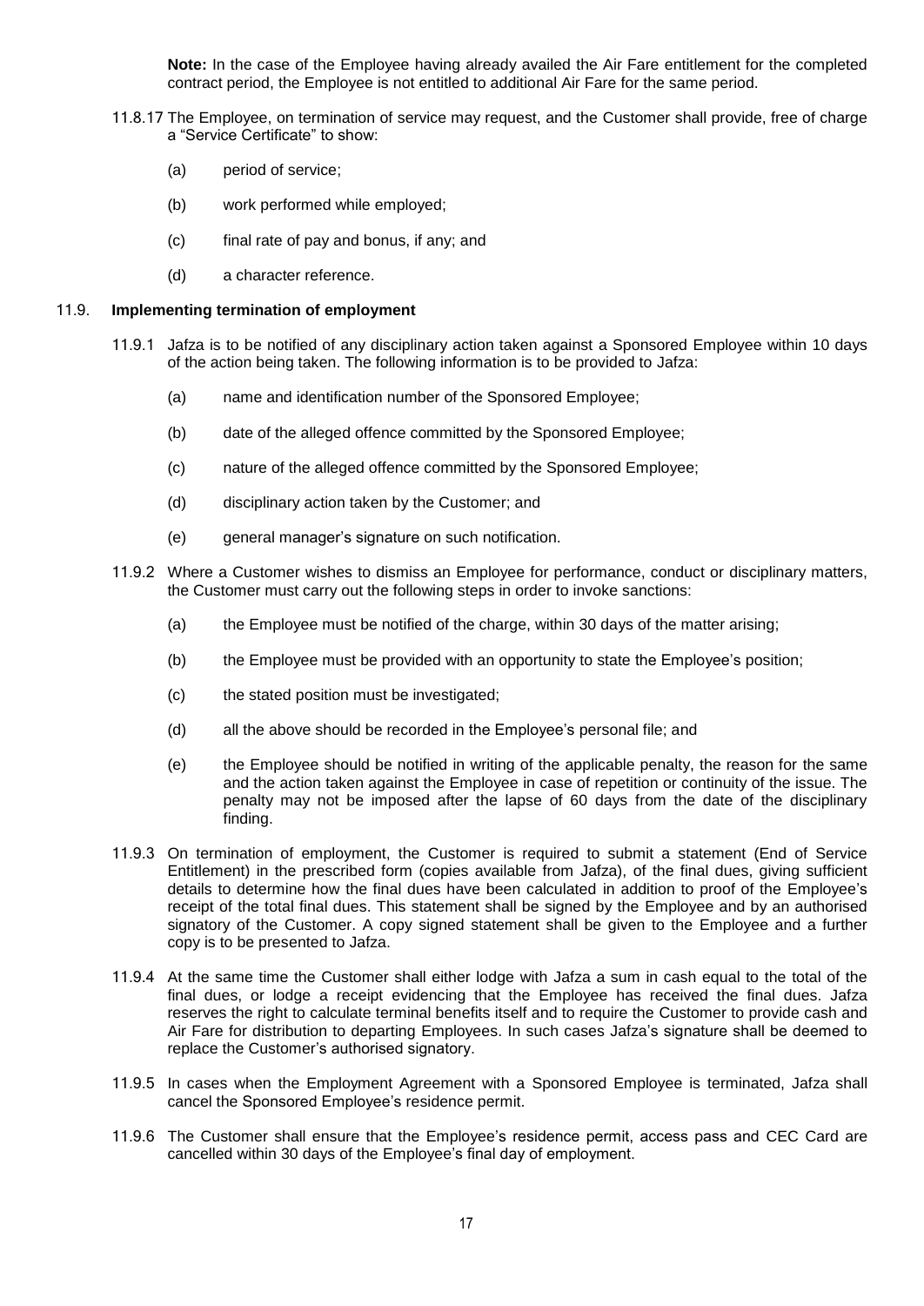**Note:** In the case of the Employee having already availed the Air Fare entitlement for the completed contract period, the Employee is not entitled to additional Air Fare for the same period.

11.8.17 The Employee, on termination of service may request, and the Customer shall provide, free of charge a "Service Certificate" to show:

(a) period of service;

(b) work performed while employed;

(c) final rate of pay and bonus, if any; and

(d) a character reference.

## 11.9. Implementing termination of employment

11.9.1 Jafza is to be notified of any disciplinary action taken against a Sponsored Employee within 10 days of the action being taken. The following information is to be provided to Jafza:

(a) name and identification number of the Sponsored Employee;

(b) date of the alleged offence committed by the Sponsored Employee;

(c) nature of the alleged offence committed by the Sponsored Employee;

(d) disciplinary action taken by the Customer; and

(e) general manager's signature on such notification.

11.9.2 Where a Customer wishes to dismiss an Employee for performance, conduct or disciplinary matters, the Customer must carry out the following steps in order to invoke sanctions:

(a) the Employee must be notified of the charge, within 30 days of the matter arising;

(b) the Employee must be provided with an opportunity to state the Employee's position;

(c) the stated position must be investigated;

(d) all the above should be recorded in the Employee's personal file; and

(e) the Employee should be notified in writing of the applicable penalty, the reason for the same and the action taken against the Employee in case of repetition or continuity of the issue. The penalty may not be imposed after the lapse of 60 days from the date of the disciplinary finding.

11.9.3 On termination of employment, the Customer is required to submit a statement (End of Service Entitlement) in the prescribed form (copies available from Jafza), of the final dues, giving sufficient details to determine how the final dues have been calculated in addition to proof of the Employee's receipt of the total final dues. This statement shall be signed by the Employee and by an authorised signatory of the Customer. A copy signed statement shall be given to the Employee and a further copy is to be presented to Jafza.

11.9.4 At the same time the Customer shall either lodge with Jafza a sum in cash equal to the total of the final dues, or lodge a receipt evidencing that the Employee has received the final dues. Jafza reserves the right to calculate terminal benefits itself and to require the Customer to provide cash and Air Fare for distribution to departing Employees. In such cases Jafza's signature shall be deemed to replace the Customer's authorised signatory.

11.9.5 In cases when the Employment Agreement with a Sponsored Employee is terminated, Jafza shall cancel the Sponsored Employee's residence permit.

11.9.6 The Customer shall ensure that the Employee's residence permit, access pass and CEC Card are cancelled within 30 days of the Employee's final day of employment.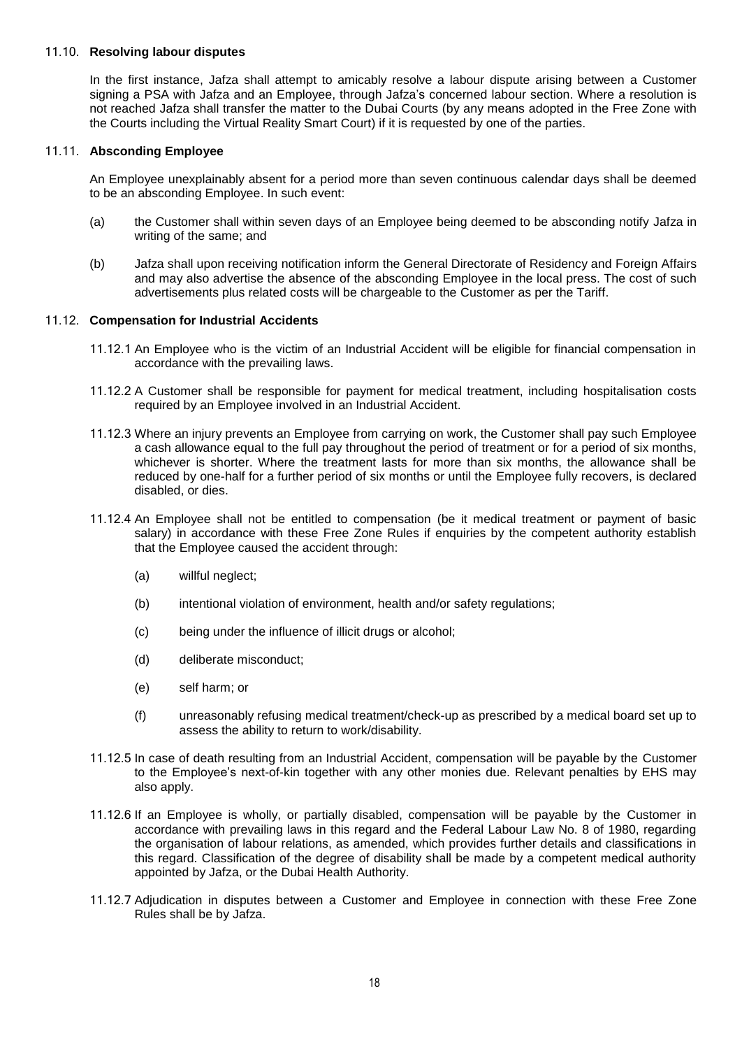### 11.10. **Resolving labour disputes**

In the first instance, Jafza shall attempt to amicably resolve a labour dispute arising between a Customer signing a PSA with Jafza and an Employee, through Jafza's concerned labour section. Where a resolution is not reached Jafza shall transfer the matter to the Dubai Courts (by any means adopted in the Free Zone with the Courts including the Virtual Reality Smart Court) if it is requested by one of the parties.

### 11.11. **Absconding Employee**

An Employee unexplainably absent for a period more than seven continuous calendar days shall be deemed to be an absconding Employee. In such event:

(a) the Customer shall within seven days of an Employee being deemed to be absconding notify Jafza in writing of the same; and

(b) Jafza shall upon receiving notification inform the General Directorate of Residency and Foreign Affairs and may also advertise the absence of the absconding Employee in the local press. The cost of such advertisements plus related costs will be chargeable to the Customer as per the Tariff.

### 11.12. **Compensation for Industrial Accidents**

11.12.1 An Employee who is the victim of an Industrial Accident will be eligible for financial compensation in accordance with the prevailing laws.

11.12.2 A Customer shall be responsible for payment for medical treatment, including hospitalisation costs required by an Employee involved in an Industrial Accident.

11.12.3 Where an injury prevents an Employee from carrying on work, the Customer shall pay such Employee a cash allowance equal to the full pay throughout the period of treatment or for a period of six months, whichever is shorter. Where the treatment lasts for more than six months, the allowance shall be reduced by one-half for a further period of six months or until the Employee fully recovers, is declared disabled, or dies.

11.12.4 An Employee shall not be entitled to compensation (be it medical treatment or payment of basic salary) in accordance with these Free Zone Rules if enquiries by the competent authority establish that the Employee caused the accident through:

(a) willful neglect;

(b) intentional violation of environment, health and/or safety regulations;

(c) being under the influence of illicit drugs or alcohol;

(d) deliberate misconduct;

(e) self harm; or

(f) unreasonably refusing medical treatment/check-up as prescribed by a medical board set up to assess the ability to return to work/disability.

11.12.5 In case of death resulting from an Industrial Accident, compensation will be payable by the Customer to the Employee's next-of-kin together with any other monies due. Relevant penalties by EHS may also apply.

11.12.6 If an Employee is wholly, or partially disabled, compensation will be payable by the Customer in accordance with prevailing laws in this regard and the Federal Labour Law No. 8 of 1980, regarding the organisation of labour relations, as amended, which provides further details and classifications in this regard. Classification of the degree of disability shall be made by a competent medical authority appointed by Jafza, or the Dubai Health Authority.

11.12.7 Adjudication in disputes between a Customer and Employee in connection with these Free Zone Rules shall be by Jafza.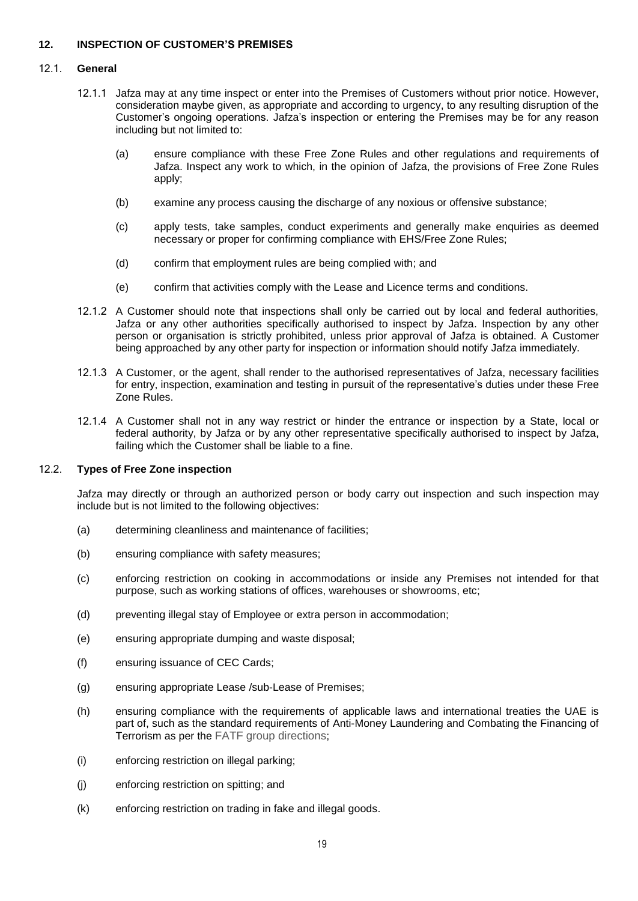## 12. INSPECTION OF CUSTOMER'S PREMISES

### 12.1. General

12.1.1 Jafza may at any time inspect or enter into the Premises of Customers without prior notice. However, consideration maybe given, as appropriate and according to urgency, to any resulting disruption of the Customer's ongoing operations. Jafza's inspection or entering the Premises may be for any reason including but not limited to:

(a) ensure compliance with these Free Zone Rules and other regulations and requirements of Jafza. Inspect any work to which, in the opinion of Jafza, the provisions of Free Zone Rules apply;

(b) examine any process causing the discharge of any noxious or offensive substance;

(c) apply tests, take samples, conduct experiments and generally make enquiries as deemed necessary or proper for confirming compliance with EHS/Free Zone Rules;

(d) confirm that employment rules are being complied with; and

(e) confirm that activities comply with the Lease and Licence terms and conditions.

12.1.2 A Customer should note that inspections shall only be carried out by local and federal authorities, Jafza or any other authorities specifically authorised to inspect by Jafza. Inspection by any other person or organisation is strictly prohibited, unless prior approval of Jafza is obtained. A Customer being approached by any other party for inspection or information should notify Jafza immediately.

12.1.3 A Customer, or the agent, shall render to the authorised representatives of Jafza, necessary facilities for entry, inspection, examination and testing in pursuit of the representative's duties under these Free Zone Rules.

12.1.4 A Customer shall not in any way restrict or hinder the entrance or inspection by a State, local or federal authority, by Jafza or by any other representative specifically authorised to inspect by Jafza, failing which the Customer shall be liable to a fine.

### 12.2. Types of Free Zone inspection

Jafza may directly or through an authorized person or body carry out inspection and such inspection may include but is not limited to the following objectives:

(a) determining cleanliness and maintenance of facilities;

(b) ensuring compliance with safety measures;

(c) enforcing restriction on cooking in accommodations or inside any Premises not intended for that purpose, such as working stations of offices, warehouses or showrooms, etc;

(d) preventing illegal stay of Employee or extra person in accommodation;

(e) ensuring appropriate dumping and waste disposal;

(f) ensuring issuance of CEC Cards;

(g) ensuring appropriate Lease /sub-Lease of Premises;

(h) ensuring compliance with the requirements of applicable laws and international treaties the UAE is part of, such as the standard requirements of Anti-Money Laundering and Combating the Financing of Terrorism as per the FATF group directions;

(i) enforcing restriction on illegal parking;

(j) enforcing restriction on spitting; and

(k) enforcing restriction on trading in fake and illegal goods.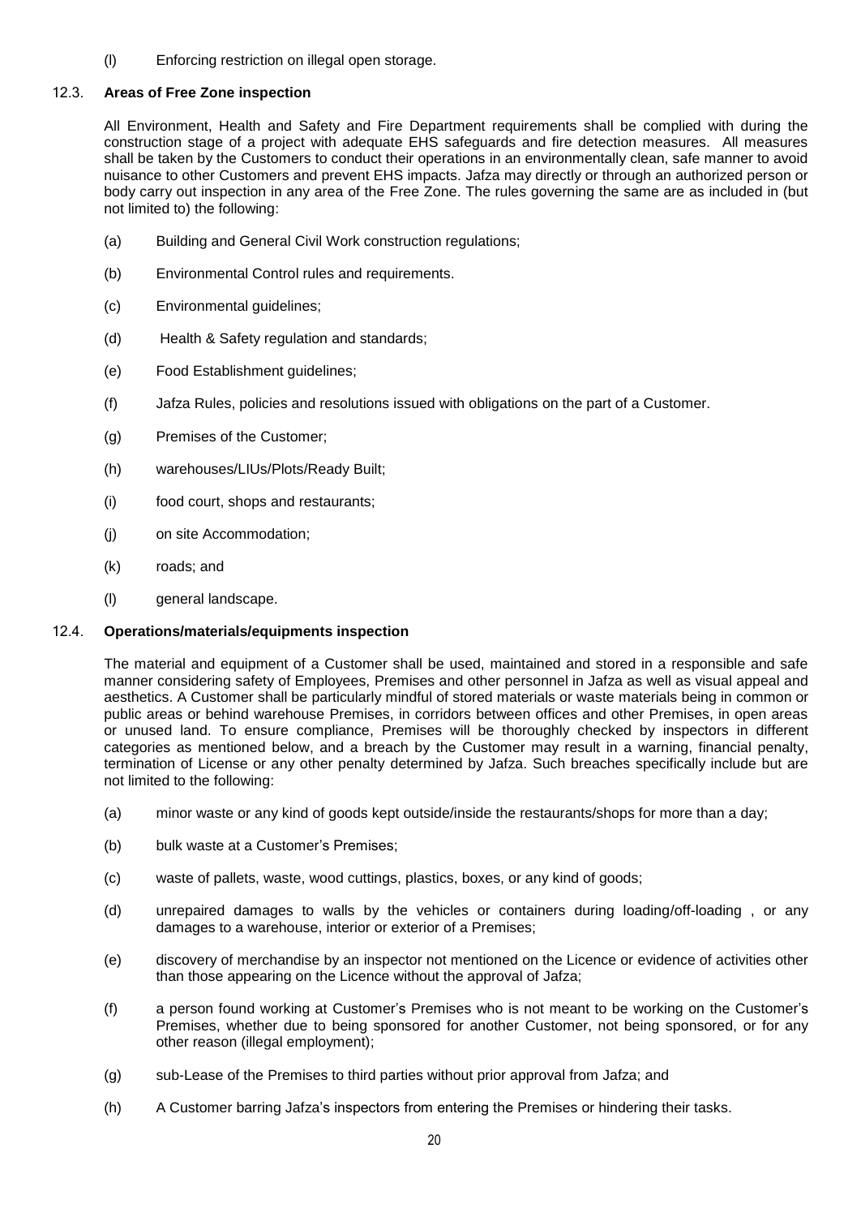(l) Enforcing restriction on illegal open storage.

### 12.3. **Areas of Free Zone inspection**

All Environment, Health and Safety and Fire Department requirements shall be complied with during the construction stage of a project with adequate EHS safeguards and fire detection measures. All measures shall be taken by the Customers to conduct their operations in an environmentally clean, safe manner to avoid nuisance to other Customers and prevent EHS impacts. Jafza may directly or through an authorized person or body carry out inspection in any area of the Free Zone. The rules governing the same are as included in (but not limited to) the following:

(a) Building and General Civil Work construction regulations;

(b) Environmental Control rules and requirements.

(c) Environmental guidelines;

(d) Health & Safety regulation and standards;

(e) Food Establishment guidelines;

(f) Jafza Rules, policies and resolutions issued with obligations on the part of a Customer.

(g) Premises of the Customer;

(h) warehouses/LIUs/Plots/Ready Built;

(i) food court, shops and restaurants;

(j) on site Accommodation;

(k) roads; and

(l) general landscape.

### 12.4. **Operations/materials/equipments inspection**

The material and equipment of a Customer shall be used, maintained and stored in a responsible and safe manner considering safety of Employees, Premises and other personnel in Jafza as well as visual appeal and aesthetics. A Customer shall be particularly mindful of stored materials or waste materials being in common or public areas or behind warehouse Premises, in corridors between offices and other Premises, in open areas or unused land. To ensure compliance, Premises will be thoroughly checked by inspectors in different categories as mentioned below, and a breach by the Customer may result in a warning, financial penalty, termination of License or any other penalty determined by Jafza. Such breaches specifically include but are not limited to the following:

(a) minor waste or any kind of goods kept outside/inside the restaurants/shops for more than a day;

(b) bulk waste at a Customer's Premises;

(c) waste of pallets, waste, wood cuttings, plastics, boxes, or any kind of goods;

(d) unrepaired damages to walls by the vehicles or containers during loading/off-loading , or any damages to a warehouse, interior or exterior of a Premises;

(e) discovery of merchandise by an inspector not mentioned on the Licence or evidence of activities other than those appearing on the Licence without the approval of Jafza;

(f) a person found working at Customer's Premises who is not meant to be working on the Customer's Premises, whether due to being sponsored for another Customer, not being sponsored, or for any other reason (illegal employment);

(g) sub-Lease of the Premises to third parties without prior approval from Jafza; and

(h) A Customer barring Jafza's inspectors from entering the Premises or hindering their tasks.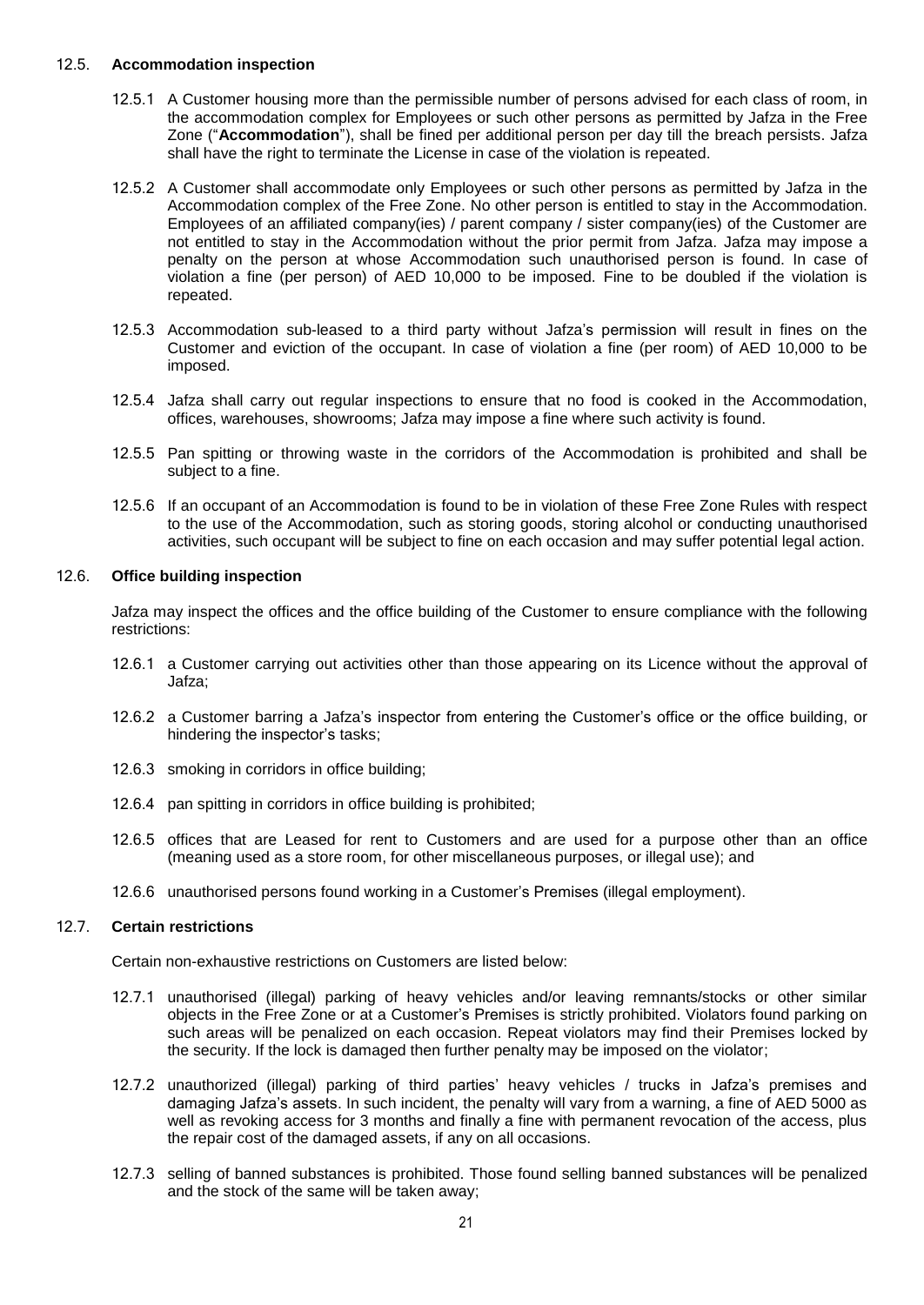### 12.5. **Accommodation inspection**

12.5.1 A Customer housing more than the permissible number of persons advised for each class of room, in the accommodation complex for Employees or such other persons as permitted by Jafza in the Free Zone ("**Accommodation**"), shall be fined per additional person per day till the breach persists. Jafza shall have the right to terminate the License in case of the violation is repeated.

12.5.2 A Customer shall accommodate only Employees or such other persons as permitted by Jafza in the Accommodation complex of the Free Zone. No other person is entitled to stay in the Accommodation. Employees of an affiliated company(ies) / parent company / sister company(ies) of the Customer are not entitled to stay in the Accommodation without the prior permit from Jafza. Jafza may impose a penalty on the person at whose Accommodation such unauthorised person is found. In case of violation a fine (per person) of AED 10,000 to be imposed. Fine to be doubled if the violation is repeated.

12.5.3 Accommodation sub-leased to a third party without Jafza's permission will result in fines on the Customer and eviction of the occupant. In case of violation a fine (per room) of AED 10,000 to be imposed.

12.5.4 Jafza shall carry out regular inspections to ensure that no food is cooked in the Accommodation, offices, warehouses, showrooms; Jafza may impose a fine where such activity is found.

12.5.5 Pan spitting or throwing waste in the corridors of the Accommodation is prohibited and shall be subject to a fine.

12.5.6 If an occupant of an Accommodation is found to be in violation of these Free Zone Rules with respect to the use of the Accommodation, such as storing goods, storing alcohol or conducting unauthorised activities, such occupant will be subject to fine on each occasion and may suffer potential legal action.

### 12.6. **Office building inspection**

Jafza may inspect the offices and the office building of the Customer to ensure compliance with the following restrictions:

12.6.1 a Customer carrying out activities other than those appearing on its Licence without the approval of Jafza;

12.6.2 a Customer barring a Jafza's inspector from entering the Customer's office or the office building, or hindering the inspector's tasks;

12.6.3 smoking in corridors in office building;

12.6.4 pan spitting in corridors in office building is prohibited;

12.6.5 offices that are Leased for rent to Customers and are used for a purpose other than an office (meaning used as a store room, for other miscellaneous purposes, or illegal use); and

12.6.6 unauthorised persons found working in a Customer's Premises (illegal employment).

### 12.7. **Certain restrictions**

Certain non-exhaustive restrictions on Customers are listed below:

12.7.1 unauthorised (illegal) parking of heavy vehicles and/or leaving remnants/stocks or other similar objects in the Free Zone or at a Customer's Premises is strictly prohibited. Violators found parking on such areas will be penalized on each occasion. Repeat violators may find their Premises locked by the security. If the lock is damaged then further penalty may be imposed on the violator;

12.7.2 unauthorized (illegal) parking of third parties' heavy vehicles / trucks in Jafza's premises and damaging Jafza's assets. In such incident, the penalty will vary from a warning, a fine of AED 5000 as well as revoking access for 3 months and finally a fine with permanent revocation of the access, plus the repair cost of the damaged assets, if any on all occasions.

12.7.3 selling of banned substances is prohibited. Those found selling banned substances will be penalized and the stock of the same will be taken away;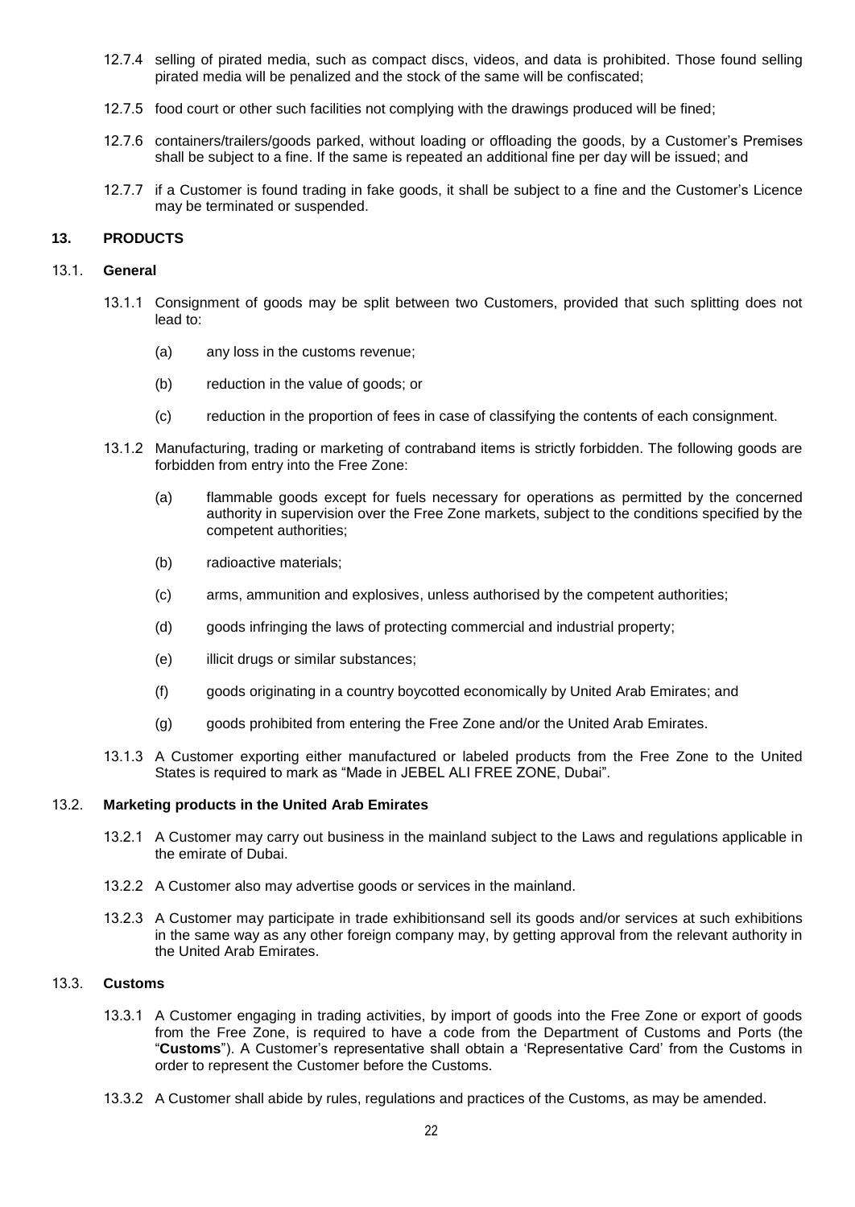12.7.4 selling of pirated media, such as compact discs, videos, and data is prohibited. Those found selling pirated media will be penalized and the stock of the same will be confiscated;

12.7.5 food court or other such facilities not complying with the drawings produced will be fined;

12.7.6 containers/trailers/goods parked, without loading or offloading the goods, by a Customer's Premises shall be subject to a fine. If the same is repeated an additional fine per day will be issued; and

12.7.7 if a Customer is found trading in fake goods, it shall be subject to a fine and the Customer's Licence may be terminated or suspended.

## 13. PRODUCTS

### 13.1. General

13.1.1 Consignment of goods may be split between two Customers, provided that such splitting does not lead to:

(a) any loss in the customs revenue;

(b) reduction in the value of goods; or

(c) reduction in the proportion of fees in case of classifying the contents of each consignment.

13.1.2 Manufacturing, trading or marketing of contraband items is strictly forbidden. The following goods are forbidden from entry into the Free Zone:

(a) flammable goods except for fuels necessary for operations as permitted by the concerned authority in supervision over the Free Zone markets, subject to the conditions specified by the competent authorities;

(b) radioactive materials;

(c) arms, ammunition and explosives, unless authorised by the competent authorities;

(d) goods infringing the laws of protecting commercial and industrial property;

(e) illicit drugs or similar substances;

(f) goods originating in a country boycotted economically by United Arab Emirates; and

(g) goods prohibited from entering the Free Zone and/or the United Arab Emirates.

13.1.3 A Customer exporting either manufactured or labeled products from the Free Zone to the United States is required to mark as "Made in JEBEL ALI FREE ZONE, Dubai".

### 13.2. Marketing products in the United Arab Emirates

13.2.1 A Customer may carry out business in the mainland subject to the Laws and regulations applicable in the emirate of Dubai.

13.2.2 A Customer also may advertise goods or services in the mainland.

13.2.3 A Customer may participate in trade exhibitionsand sell its goods and/or services at such exhibitions in the same way as any other foreign company may, by getting approval from the relevant authority in the United Arab Emirates.

### 13.3. Customs

13.3.1 A Customer engaging in trading activities, by import of goods into the Free Zone or export of goods from the Free Zone, is required to have a code from the Department of Customs and Ports (the "**Customs**"). A Customer's representative shall obtain a 'Representative Card' from the Customs in order to represent the Customer before the Customs.

13.3.2 A Customer shall abide by rules, regulations and practices of the Customs, as may be amended.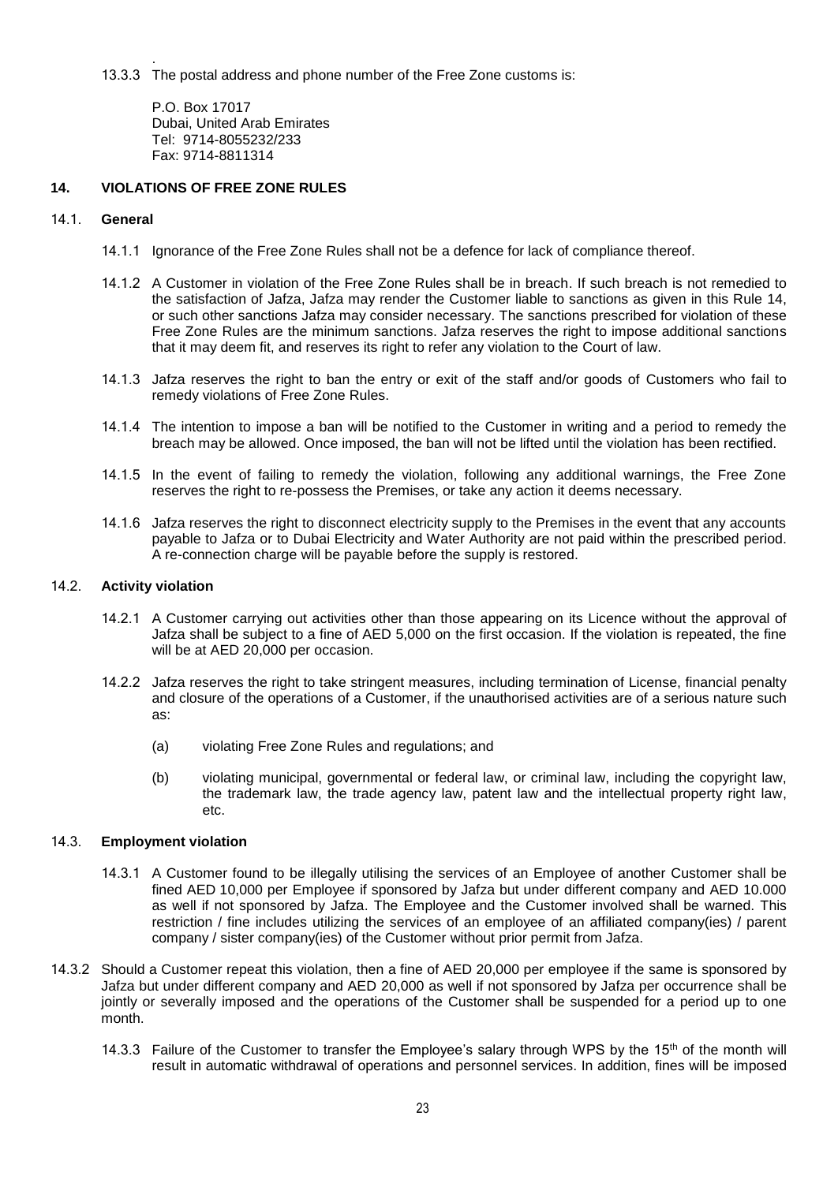13.3.3 The postal address and phone number of the Free Zone customs is:

P.O. Box 17017
Dubai, United Arab Emirates
Tel: 9714-8055232/233
Fax: 9714-8811314

## 14. VIOLATIONS OF FREE ZONE RULES

### 14.1. General

14.1.1 Ignorance of the Free Zone Rules shall not be a defence for lack of compliance thereof.

14.1.2 A Customer in violation of the Free Zone Rules shall be in breach. If such breach is not remedied to the satisfaction of Jafza, Jafza may render the Customer liable to sanctions as given in this Rule 14, or such other sanctions Jafza may consider necessary. The sanctions prescribed for violation of these Free Zone Rules are the minimum sanctions. Jafza reserves the right to impose additional sanctions that it may deem fit, and reserves its right to refer any violation to the Court of law.

14.1.3 Jafza reserves the right to ban the entry or exit of the staff and/or goods of Customers who fail to remedy violations of Free Zone Rules.

14.1.4 The intention to impose a ban will be notified to the Customer in writing and a period to remedy the breach may be allowed. Once imposed, the ban will not be lifted until the violation has been rectified.

14.1.5 In the event of failing to remedy the violation, following any additional warnings, the Free Zone reserves the right to re-possess the Premises, or take any action it deems necessary.

14.1.6 Jafza reserves the right to disconnect electricity supply to the Premises in the event that any accounts payable to Jafza or to Dubai Electricity and Water Authority are not paid within the prescribed period. A re-connection charge will be payable before the supply is restored.

### 14.2. Activity violation

14.2.1 A Customer carrying out activities other than those appearing on its Licence without the approval of Jafza shall be subject to a fine of AED 5,000 on the first occasion. If the violation is repeated, the fine will be at AED 20,000 per occasion.

14.2.2 Jafza reserves the right to take stringent measures, including termination of License, financial penalty and closure of the operations of a Customer, if the unauthorised activities are of a serious nature such as:

(a) violating Free Zone Rules and regulations; and

(b) violating municipal, governmental or federal law, or criminal law, including the copyright law, the trademark law, the trade agency law, patent law and the intellectual property right law, etc.

### 14.3. Employment violation

14.3.1 A Customer found to be illegally utilising the services of an Employee of another Customer shall be fined AED 10,000 per Employee if sponsored by Jafza but under different company and AED 10.000 as well if not sponsored by Jafza. The Employee and the Customer involved shall be warned. This restriction / fine includes utilizing the services of an employee of an affiliated company(ies) / parent company / sister company(ies) of the Customer without prior permit from Jafza.

14.3.2 Should a Customer repeat this violation, then a fine of AED 20,000 per employee if the same is sponsored by Jafza but under different company and AED 20,000 as well if not sponsored by Jafza per occurrence shall be jointly or severally imposed and the operations of the Customer shall be suspended for a period up to one month.

14.3.3 Failure of the Customer to transfer the Employee's salary through WPS by the 15th of the month will result in automatic withdrawal of operations and personnel services. In addition, fines will be imposed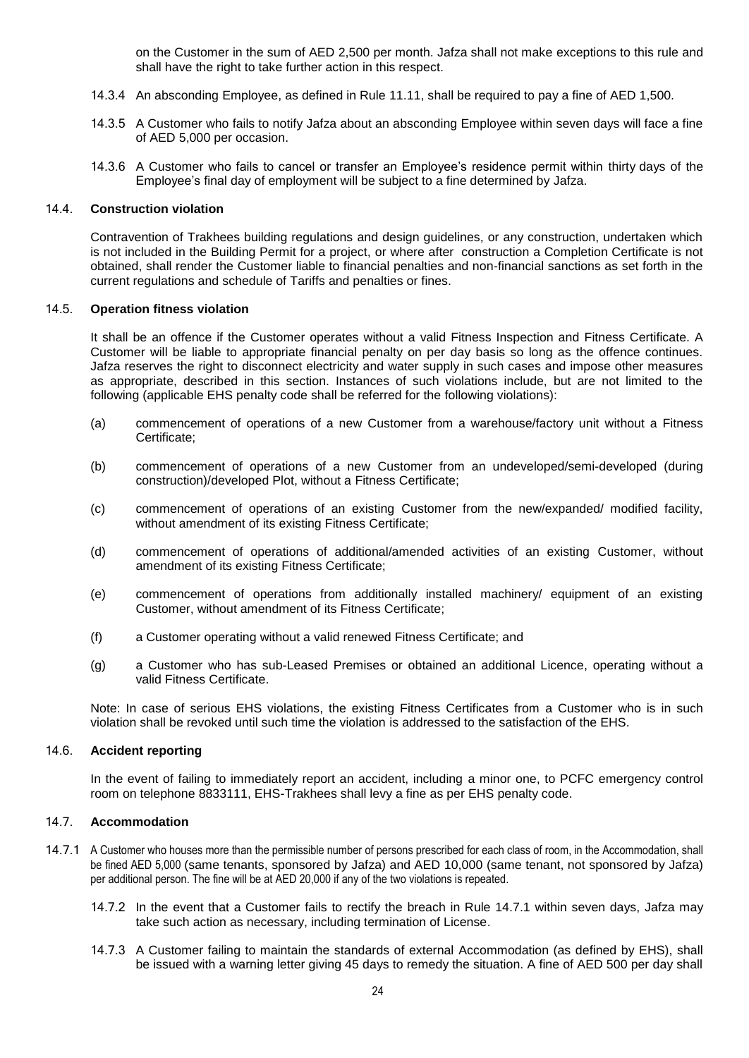on the Customer in the sum of AED 2,500 per month. Jafza shall not make exceptions to this rule and shall have the right to take further action in this respect.

14.3.4 An absconding Employee, as defined in Rule 11.11, shall be required to pay a fine of AED 1,500.

14.3.5 A Customer who fails to notify Jafza about an absconding Employee within seven days will face a fine of AED 5,000 per occasion.

14.3.6 A Customer who fails to cancel or transfer an Employee's residence permit within thirty days of the Employee's final day of employment will be subject to a fine determined by Jafza.

### 14.4. Construction violation

Contravention of Trakhees building regulations and design guidelines, or any construction, undertaken which is not included in the Building Permit for a project, or where after construction a Completion Certificate is not obtained, shall render the Customer liable to financial penalties and non-financial sanctions as set forth in the current regulations and schedule of Tariffs and penalties or fines.

### 14.5. Operation fitness violation

It shall be an offence if the Customer operates without a valid Fitness Inspection and Fitness Certificate. A Customer will be liable to appropriate financial penalty on per day basis so long as the offence continues. Jafza reserves the right to disconnect electricity and water supply in such cases and impose other measures as appropriate, described in this section. Instances of such violations include, but are not limited to the following (applicable EHS penalty code shall be referred for the following violations):

(a) commencement of operations of a new Customer from a warehouse/factory unit without a Fitness Certificate;

(b) commencement of operations of a new Customer from an undeveloped/semi-developed (during construction)/developed Plot, without a Fitness Certificate;

(c) commencement of operations of an existing Customer from the new/expanded/ modified facility, without amendment of its existing Fitness Certificate;

(d) commencement of operations of additional/amended activities of an existing Customer, without amendment of its existing Fitness Certificate;

(e) commencement of operations from additionally installed machinery/ equipment of an existing Customer, without amendment of its Fitness Certificate;

(f) a Customer operating without a valid renewed Fitness Certificate; and

(g) a Customer who has sub-Leased Premises or obtained an additional Licence, operating without a valid Fitness Certificate.

Note: In case of serious EHS violations, the existing Fitness Certificates from a Customer who is in such violation shall be revoked until such time the violation is addressed to the satisfaction of the EHS.

### 14.6. Accident reporting

In the event of failing to immediately report an accident, including a minor one, to PCFC emergency control room on telephone 8833111, EHS-Trakhees shall levy a fine as per EHS penalty code.

### 14.7. Accommodation

14.7.1 A Customer who houses more than the permissible number of persons prescribed for each class of room, in the Accommodation, shall be fined AED 5,000 (same tenants, sponsored by Jafza) and AED 10,000 (same tenant, not sponsored by Jafza) per additional person. The fine will be at AED 20,000 if any of the two violations is repeated.

14.7.2 In the event that a Customer fails to rectify the breach in Rule 14.7.1 within seven days, Jafza may take such action as necessary, including termination of License.

14.7.3 A Customer failing to maintain the standards of external Accommodation (as defined by EHS), shall be issued with a warning letter giving 45 days to remedy the situation. A fine of AED 500 per day shall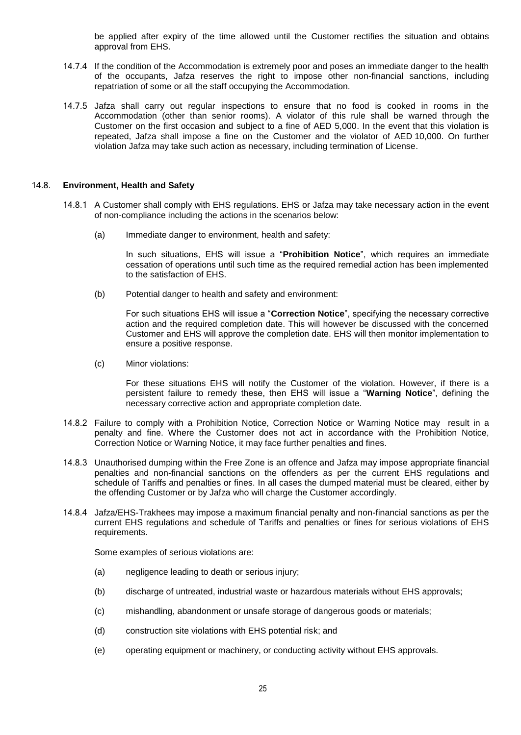be applied after expiry of the time allowed until the Customer rectifies the situation and obtains approval from EHS.

14.7.4 If the condition of the Accommodation is extremely poor and poses an immediate danger to the health of the occupants, Jafza reserves the right to impose other non-financial sanctions, including repatriation of some or all the staff occupying the Accommodation.

14.7.5 Jafza shall carry out regular inspections to ensure that no food is cooked in rooms in the Accommodation (other than senior rooms). A violator of this rule shall be warned through the Customer on the first occasion and subject to a fine of AED 5,000. In the event that this violation is repeated, Jafza shall impose a fine on the Customer and the violator of AED 10,000. On further violation Jafza may take such action as necessary, including termination of License.

## 14.8. Environment, Health and Safety

14.8.1 A Customer shall comply with EHS regulations. EHS or Jafza may take necessary action in the event of non-compliance including the actions in the scenarios below:

(a) Immediate danger to environment, health and safety:

In such situations, EHS will issue a "**Prohibition Notice**", which requires an immediate cessation of operations until such time as the required remedial action has been implemented to the satisfaction of EHS.

(b) Potential danger to health and safety and environment:

For such situations EHS will issue a "**Correction Notice**", specifying the necessary corrective action and the required completion date. This will however be discussed with the concerned Customer and EHS will approve the completion date. EHS will then monitor implementation to ensure a positive response.

(c) Minor violations:

For these situations EHS will notify the Customer of the violation. However, if there is a persistent failure to remedy these, then EHS will issue a "**Warning Notice**", defining the necessary corrective action and appropriate completion date.

14.8.2 Failure to comply with a Prohibition Notice, Correction Notice or Warning Notice may result in a penalty and fine. Where the Customer does not act in accordance with the Prohibition Notice, Correction Notice or Warning Notice, it may face further penalties and fines.

14.8.3 Unauthorised dumping within the Free Zone is an offence and Jafza may impose appropriate financial penalties and non-financial sanctions on the offenders as per the current EHS regulations and schedule of Tariffs and penalties or fines. In all cases the dumped material must be cleared, either by the offending Customer or by Jafza who will charge the Customer accordingly.

14.8.4 Jafza/EHS-Trakhees may impose a maximum financial penalty and non-financial sanctions as per the current EHS regulations and schedule of Tariffs and penalties or fines for serious violations of EHS requirements.

Some examples of serious violations are:

(a) negligence leading to death or serious injury;

(b) discharge of untreated, industrial waste or hazardous materials without EHS approvals;

(c) mishandling, abandonment or unsafe storage of dangerous goods or materials;

(d) construction site violations with EHS potential risk; and

(e) operating equipment or machinery, or conducting activity without EHS approvals.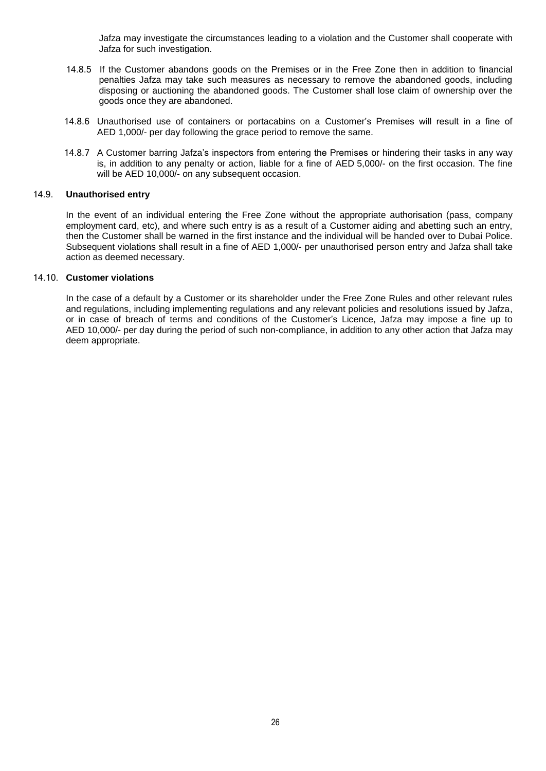Jafza may investigate the circumstances leading to a violation and the Customer shall cooperate with Jafza for such investigation.

14.8.5 If the Customer abandons goods on the Premises or in the Free Zone then in addition to financial penalties Jafza may take such measures as necessary to remove the abandoned goods, including disposing or auctioning the abandoned goods. The Customer shall lose claim of ownership over the goods once they are abandoned.

14.8.6 Unauthorised use of containers or portacabins on a Customer's Premises will result in a fine of AED 1,000/- per day following the grace period to remove the same.

14.8.7 A Customer barring Jafza's inspectors from entering the Premises or hindering their tasks in any way is, in addition to any penalty or action, liable for a fine of AED 5,000/- on the first occasion. The fine will be AED 10,000/- on any subsequent occasion.

### 14.9. **Unauthorised entry**

In the event of an individual entering the Free Zone without the appropriate authorisation (pass, company employment card, etc), and where such entry is as a result of a Customer aiding and abetting such an entry, then the Customer shall be warned in the first instance and the individual will be handed over to Dubai Police. Subsequent violations shall result in a fine of AED 1,000/- per unauthorised person entry and Jafza shall take action as deemed necessary.

### 14.10. **Customer violations**

In the case of a default by a Customer or its shareholder under the Free Zone Rules and other relevant rules and regulations, including implementing regulations and any relevant policies and resolutions issued by Jafza, or in case of breach of terms and conditions of the Customer's Licence, Jafza may impose a fine up to AED 10,000/- per day during the period of such non-compliance, in addition to any other action that Jafza may deem appropriate.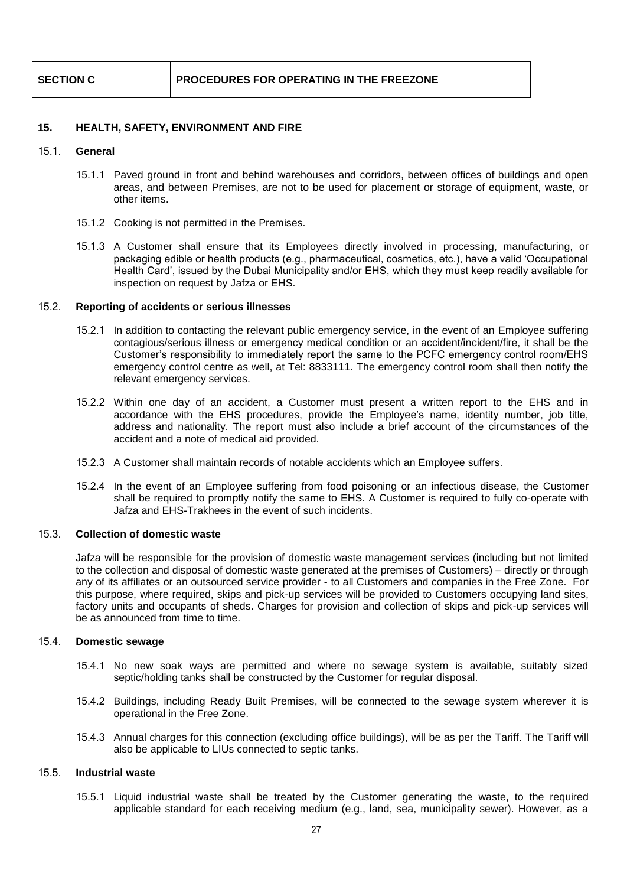| SECTION C | PROCEDURES FOR OPERATING IN THE FREEZONE |
|---|---|

## 15. HEALTH, SAFETY, ENVIRONMENT AND FIRE

### 15.1. General

15.1.1 Paved ground in front and behind warehouses and corridors, between offices of buildings and open areas, and between Premises, are not to be used for placement or storage of equipment, waste, or other items.

15.1.2 Cooking is not permitted in the Premises.

15.1.3 A Customer shall ensure that its Employees directly involved in processing, manufacturing, or packaging edible or health products (e.g., pharmaceutical, cosmetics, etc.), have a valid 'Occupational Health Card', issued by the Dubai Municipality and/or EHS, which they must keep readily available for inspection on request by Jafza or EHS.

### 15.2. Reporting of accidents or serious illnesses

15.2.1 In addition to contacting the relevant public emergency service, in the event of an Employee suffering contagious/serious illness or emergency medical condition or an accident/incident/fire, it shall be the Customer's responsibility to immediately report the same to the PCFC emergency control room/EHS emergency control centre as well, at Tel: 8833111. The emergency control room shall then notify the relevant emergency services.

15.2.2 Within one day of an accident, a Customer must present a written report to the EHS and in accordance with the EHS procedures, provide the Employee's name, identity number, job title, address and nationality. The report must also include a brief account of the circumstances of the accident and a note of medical aid provided.

15.2.3 A Customer shall maintain records of notable accidents which an Employee suffers.

15.2.4 In the event of an Employee suffering from food poisoning or an infectious disease, the Customer shall be required to promptly notify the same to EHS. A Customer is required to fully co-operate with Jafza and EHS-Trakhees in the event of such incidents.

### 15.3. Collection of domestic waste

Jafza will be responsible for the provision of domestic waste management services (including but not limited to the collection and disposal of domestic waste generated at the premises of Customers) – directly or through any of its affiliates or an outsourced service provider - to all Customers and companies in the Free Zone. For this purpose, where required, skips and pick-up services will be provided to Customers occupying land sites, factory units and occupants of sheds. Charges for provision and collection of skips and pick-up services will be as announced from time to time.

### 15.4. Domestic sewage

15.4.1 No new soak ways are permitted and where no sewage system is available, suitably sized septic/holding tanks shall be constructed by the Customer for regular disposal.

15.4.2 Buildings, including Ready Built Premises, will be connected to the sewage system wherever it is operational in the Free Zone.

15.4.3 Annual charges for this connection (excluding office buildings), will be as per the Tariff. The Tariff will also be applicable to LIUs connected to septic tanks.

### 15.5. Industrial waste

15.5.1 Liquid industrial waste shall be treated by the Customer generating the waste, to the required applicable standard for each receiving medium (e.g., land, sea, municipality sewer). However, as a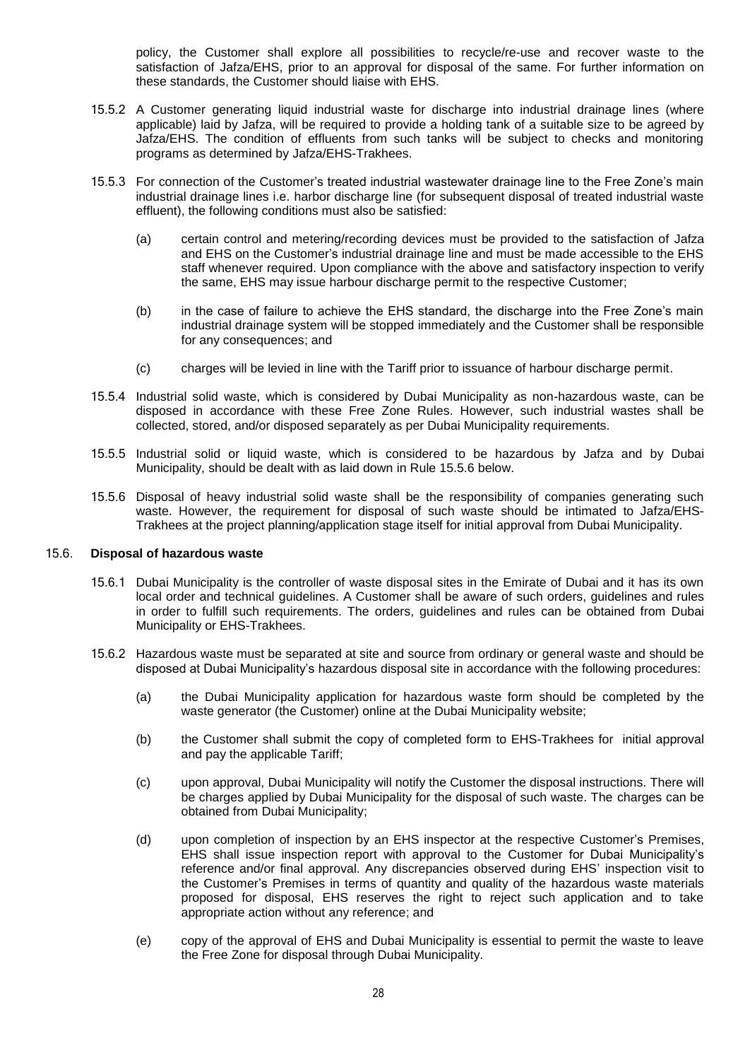policy, the Customer shall explore all possibilities to recycle/re-use and recover waste to the satisfaction of Jafza/EHS, prior to an approval for disposal of the same. For further information on these standards, the Customer should liaise with EHS.

15.5.2 A Customer generating liquid industrial waste for discharge into industrial drainage lines (where applicable) laid by Jafza, will be required to provide a holding tank of a suitable size to be agreed by Jafza/EHS. The condition of effluents from such tanks will be subject to checks and monitoring programs as determined by Jafza/EHS-Trakhees.

15.5.3 For connection of the Customer's treated industrial wastewater drainage line to the Free Zone's main industrial drainage lines i.e. harbor discharge line (for subsequent disposal of treated industrial waste effluent), the following conditions must also be satisfied:

(a) certain control and metering/recording devices must be provided to the satisfaction of Jafza and EHS on the Customer's industrial drainage line and must be made accessible to the EHS staff whenever required. Upon compliance with the above and satisfactory inspection to verify the same, EHS may issue harbour discharge permit to the respective Customer;

(b) in the case of failure to achieve the EHS standard, the discharge into the Free Zone's main industrial drainage system will be stopped immediately and the Customer shall be responsible for any consequences; and

(c) charges will be levied in line with the Tariff prior to issuance of harbour discharge permit.

15.5.4 Industrial solid waste, which is considered by Dubai Municipality as non-hazardous waste, can be disposed in accordance with these Free Zone Rules. However, such industrial wastes shall be collected, stored, and/or disposed separately as per Dubai Municipality requirements.

15.5.5 Industrial solid or liquid waste, which is considered to be hazardous by Jafza and by Dubai Municipality, should be dealt with as laid down in Rule 15.5.6 below.

15.5.6 Disposal of heavy industrial solid waste shall be the responsibility of companies generating such waste. However, the requirement for disposal of such waste should be intimated to Jafza/EHS-Trakhees at the project planning/application stage itself for initial approval from Dubai Municipality.

## 15.6. Disposal of hazardous waste

15.6.1 Dubai Municipality is the controller of waste disposal sites in the Emirate of Dubai and it has its own local order and technical guidelines. A Customer shall be aware of such orders, guidelines and rules in order to fulfill such requirements. The orders, guidelines and rules can be obtained from Dubai Municipality or EHS-Trakhees.

15.6.2 Hazardous waste must be separated at site and source from ordinary or general waste and should be disposed at Dubai Municipality's hazardous disposal site in accordance with the following procedures:

(a) the Dubai Municipality application for hazardous waste form should be completed by the waste generator (the Customer) online at the Dubai Municipality website;

(b) the Customer shall submit the copy of completed form to EHS-Trakhees for initial approval and pay the applicable Tariff;

(c) upon approval, Dubai Municipality will notify the Customer the disposal instructions. There will be charges applied by Dubai Municipality for the disposal of such waste. The charges can be obtained from Dubai Municipality;

(d) upon completion of inspection by an EHS inspector at the respective Customer's Premises, EHS shall issue inspection report with approval to the Customer for Dubai Municipality's reference and/or final approval. Any discrepancies observed during EHS' inspection visit to the Customer's Premises in terms of quantity and quality of the hazardous waste materials proposed for disposal, EHS reserves the right to reject such application and to take appropriate action without any reference; and

(e) copy of the approval of EHS and Dubai Municipality is essential to permit the waste to leave the Free Zone for disposal through Dubai Municipality.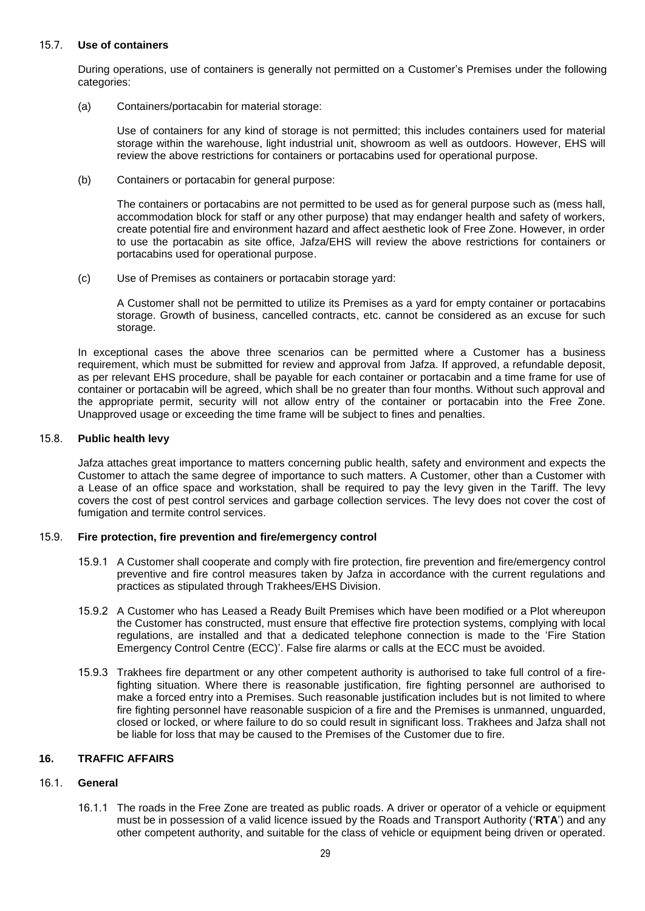### 15.7. **Use of containers**

During operations, use of containers is generally not permitted on a Customer's Premises under the following categories:

(a) Containers/portacabin for material storage:

Use of containers for any kind of storage is not permitted; this includes containers used for material storage within the warehouse, light industrial unit, showroom as well as outdoors. However, EHS will review the above restrictions for containers or portacabins used for operational purpose.

(b) Containers or portacabin for general purpose:

The containers or portacabins are not permitted to be used as for general purpose such as (mess hall, accommodation block for staff or any other purpose) that may endanger health and safety of workers, create potential fire and environment hazard and affect aesthetic look of Free Zone. However, in order to use the portacabin as site office, Jafza/EHS will review the above restrictions for containers or portacabins used for operational purpose.

(c) Use of Premises as containers or portacabin storage yard:

A Customer shall not be permitted to utilize its Premises as a yard for empty container or portacabins storage. Growth of business, cancelled contracts, etc. cannot be considered as an excuse for such storage.

In exceptional cases the above three scenarios can be permitted where a Customer has a business requirement, which must be submitted for review and approval from Jafza. If approved, a refundable deposit, as per relevant EHS procedure, shall be payable for each container or portacabin and a time frame for use of container or portacabin will be agreed, which shall be no greater than four months. Without such approval and the appropriate permit, security will not allow entry of the container or portacabin into the Free Zone. Unapproved usage or exceeding the time frame will be subject to fines and penalties.

### 15.8. **Public health levy**

Jafza attaches great importance to matters concerning public health, safety and environment and expects the Customer to attach the same degree of importance to such matters. A Customer, other than a Customer with a Lease of an office space and workstation, shall be required to pay the levy given in the Tariff. The levy covers the cost of pest control services and garbage collection services. The levy does not cover the cost of fumigation and termite control services.

### 15.9. **Fire protection, fire prevention and fire/emergency control**

15.9.1 A Customer shall cooperate and comply with fire protection, fire prevention and fire/emergency control preventive and fire control measures taken by Jafza in accordance with the current regulations and practices as stipulated through Trakhees/EHS Division.

15.9.2 A Customer who has Leased a Ready Built Premises which have been modified or a Plot whereupon the Customer has constructed, must ensure that effective fire protection systems, complying with local regulations, are installed and that a dedicated telephone connection is made to the 'Fire Station Emergency Control Centre (ECC)'. False fire alarms or calls at the ECC must be avoided.

15.9.3 Trakhees fire department or any other competent authority is authorised to take full control of a fire-fighting situation. Where there is reasonable justification, fire fighting personnel are authorised to make a forced entry into a Premises. Such reasonable justification includes but is not limited to where fire fighting personnel have reasonable suspicion of a fire and the Premises is unmanned, unguarded, closed or locked, or where failure to do so could result in significant loss. Trakhees and Jafza shall not be liable for loss that may be caused to the Premises of the Customer due to fire.

## 16. **TRAFFIC AFFAIRS**

### 16.1. **General**

16.1.1 The roads in the Free Zone are treated as public roads. A driver or operator of a vehicle or equipment must be in possession of a valid licence issued by the Roads and Transport Authority ('**RTA**') and any other competent authority, and suitable for the class of vehicle or equipment being driven or operated.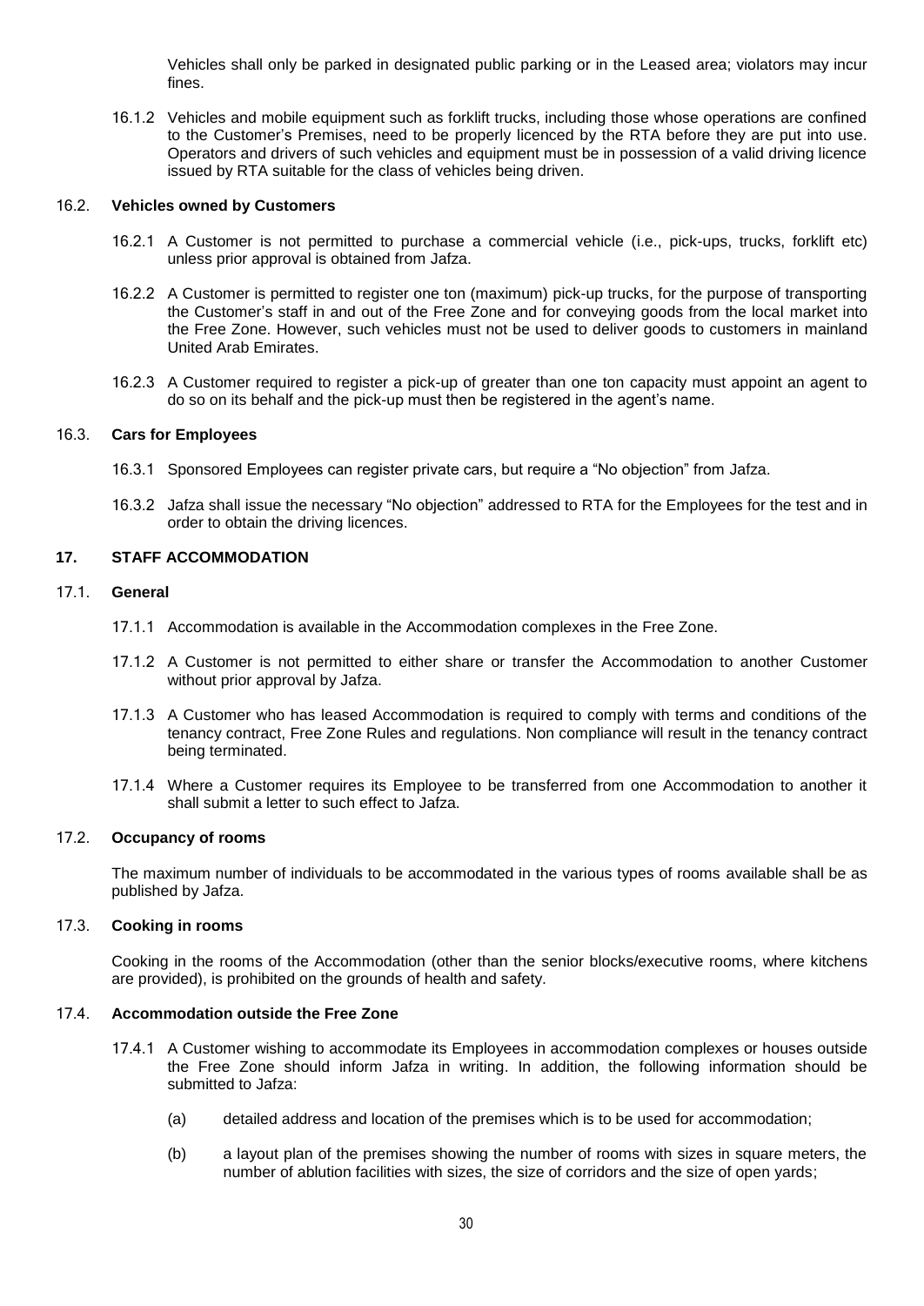Vehicles shall only be parked in designated public parking or in the Leased area; violators may incur fines.

16.1.2 Vehicles and mobile equipment such as forklift trucks, including those whose operations are confined to the Customer's Premises, need to be properly licenced by the RTA before they are put into use. Operators and drivers of such vehicles and equipment must be in possession of a valid driving licence issued by RTA suitable for the class of vehicles being driven.

### 16.2. Vehicles owned by Customers

16.2.1 A Customer is not permitted to purchase a commercial vehicle (i.e., pick-ups, trucks, forklift etc) unless prior approval is obtained from Jafza.

16.2.2 A Customer is permitted to register one ton (maximum) pick-up trucks, for the purpose of transporting the Customer's staff in and out of the Free Zone and for conveying goods from the local market into the Free Zone. However, such vehicles must not be used to deliver goods to customers in mainland United Arab Emirates.

16.2.3 A Customer required to register a pick-up of greater than one ton capacity must appoint an agent to do so on its behalf and the pick-up must then be registered in the agent's name.

### 16.3. Cars for Employees

16.3.1 Sponsored Employees can register private cars, but require a "No objection" from Jafza.

16.3.2 Jafza shall issue the necessary "No objection" addressed to RTA for the Employees for the test and in order to obtain the driving licences.

## 17. STAFF ACCOMMODATION

### 17.1. General

17.1.1 Accommodation is available in the Accommodation complexes in the Free Zone.

17.1.2 A Customer is not permitted to either share or transfer the Accommodation to another Customer without prior approval by Jafza.

17.1.3 A Customer who has leased Accommodation is required to comply with terms and conditions of the tenancy contract, Free Zone Rules and regulations. Non compliance will result in the tenancy contract being terminated.

17.1.4 Where a Customer requires its Employee to be transferred from one Accommodation to another it shall submit a letter to such effect to Jafza.

### 17.2. Occupancy of rooms

The maximum number of individuals to be accommodated in the various types of rooms available shall be as published by Jafza.

### 17.3. Cooking in rooms

Cooking in the rooms of the Accommodation (other than the senior blocks/executive rooms, where kitchens are provided), is prohibited on the grounds of health and safety.

### 17.4. Accommodation outside the Free Zone

17.4.1 A Customer wishing to accommodate its Employees in accommodation complexes or houses outside the Free Zone should inform Jafza in writing. In addition, the following information should be submitted to Jafza:

(a) detailed address and location of the premises which is to be used for accommodation;

(b) a layout plan of the premises showing the number of rooms with sizes in square meters, the number of ablution facilities with sizes, the size of corridors and the size of open yards;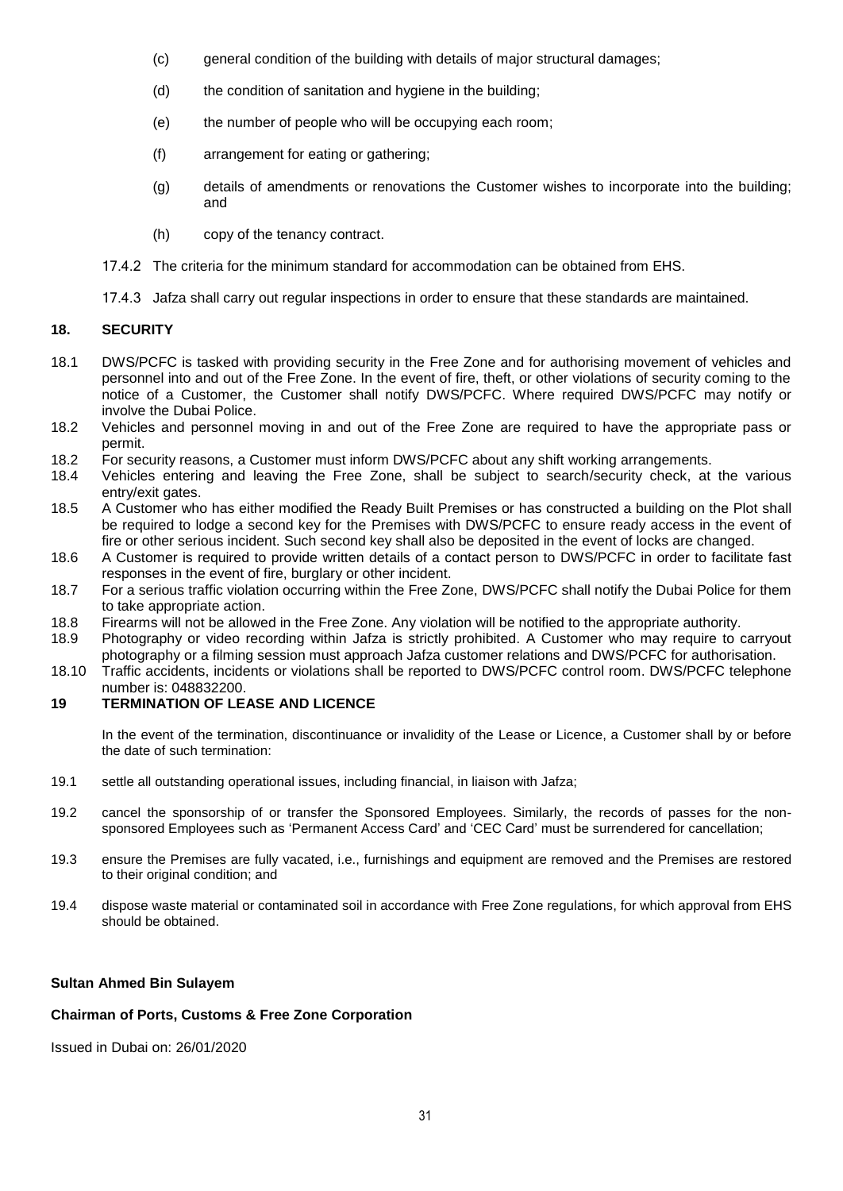(c) general condition of the building with details of major structural damages;

(d) the condition of sanitation and hygiene in the building;

(e) the number of people who will be occupying each room;

(f) arrangement for eating or gathering;

(g) details of amendments or renovations the Customer wishes to incorporate into the building; and

(h) copy of the tenancy contract.

17.4.2 The criteria for the minimum standard for accommodation can be obtained from EHS.

17.4.3 Jafza shall carry out regular inspections in order to ensure that these standards are maintained.

## 18. SECURITY

18.1 DWS/PCFC is tasked with providing security in the Free Zone and for authorising movement of vehicles and personnel into and out of the Free Zone. In the event of fire, theft, or other violations of security coming to the notice of a Customer, the Customer shall notify DWS/PCFC. Where required DWS/PCFC may notify or involve the Dubai Police.

18.2 Vehicles and personnel moving in and out of the Free Zone are required to have the appropriate pass or permit.

18.2 For security reasons, a Customer must inform DWS/PCFC about any shift working arrangements.

18.4 Vehicles entering and leaving the Free Zone, shall be subject to search/security check, at the various entry/exit gates.

18.5 A Customer who has either modified the Ready Built Premises or has constructed a building on the Plot shall be required to lodge a second key for the Premises with DWS/PCFC to ensure ready access in the event of fire or other serious incident. Such second key shall also be deposited in the event of locks are changed.

18.6 A Customer is required to provide written details of a contact person to DWS/PCFC in order to facilitate fast responses in the event of fire, burglary or other incident.

18.7 For a serious traffic violation occurring within the Free Zone, DWS/PCFC shall notify the Dubai Police for them to take appropriate action.

18.8 Firearms will not be allowed in the Free Zone. Any violation will be notified to the appropriate authority.

18.9 Photography or video recording within Jafza is strictly prohibited. A Customer who may require to carryout photography or a filming session must approach Jafza customer relations and DWS/PCFC for authorisation.

18.10 Traffic accidents, incidents or violations shall be reported to DWS/PCFC control room. DWS/PCFC telephone number is: 048832200.

## 19 TERMINATION OF LEASE AND LICENCE

In the event of the termination, discontinuance or invalidity of the Lease or Licence, a Customer shall by or before the date of such termination:

19.1 settle all outstanding operational issues, including financial, in liaison with Jafza;

19.2 cancel the sponsorship of or transfer the Sponsored Employees. Similarly, the records of passes for the non-sponsored Employees such as 'Permanent Access Card' and 'CEC Card' must be surrendered for cancellation;

19.3 ensure the Premises are fully vacated, i.e., furnishings and equipment are removed and the Premises are restored to their original condition; and

19.4 dispose waste material or contaminated soil in accordance with Free Zone regulations, for which approval from EHS should be obtained.

**Sultan Ahmed Bin Sulayem**

**Chairman of Ports, Customs & Free Zone Corporation**

Issued in Dubai on: 26/01/2020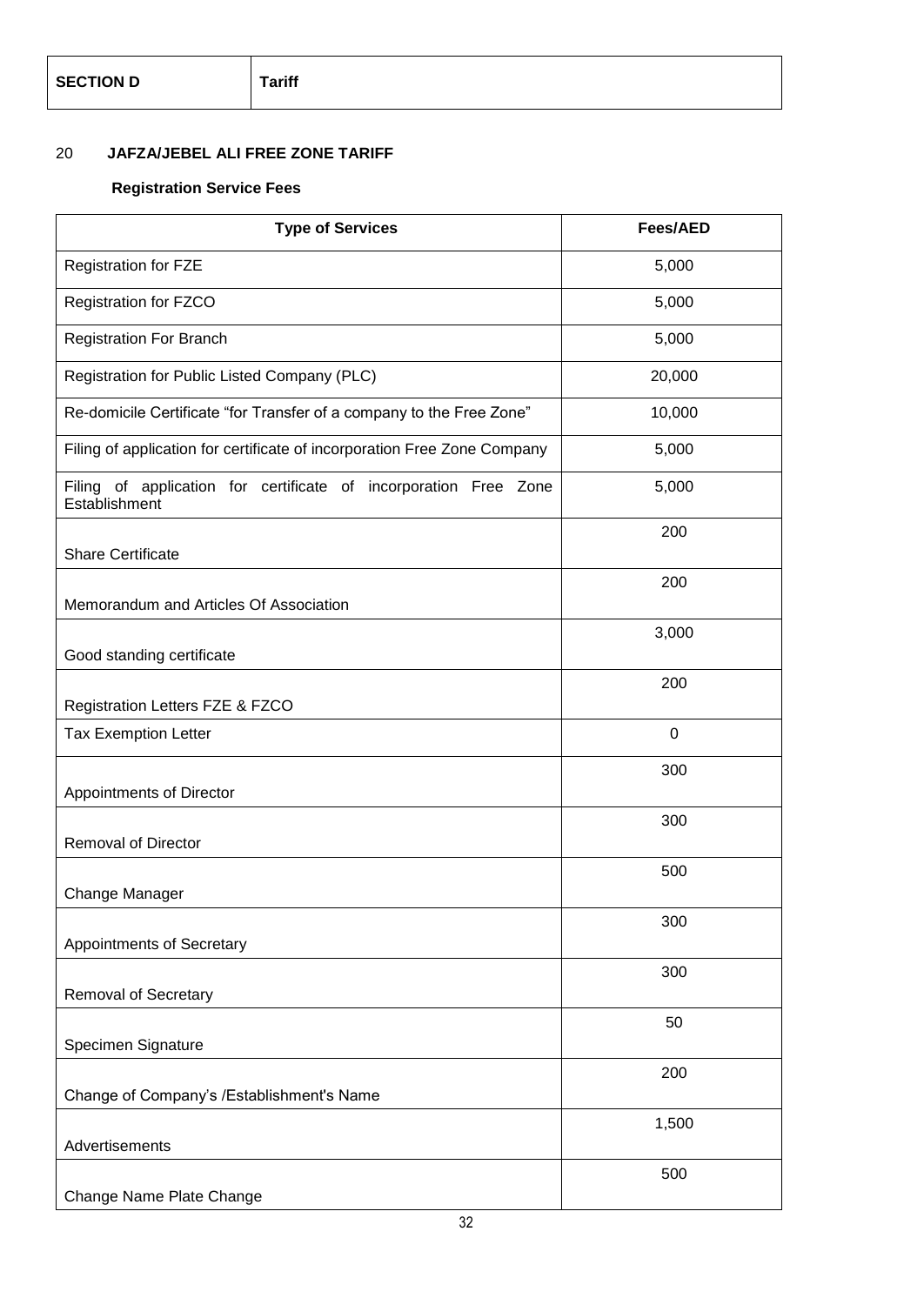| SECTION D | Tariff |
|---|---|

## 20 JAFZA/JEBEL ALI FREE ZONE TARIFF

### Registration Service Fees

| Type of Services | Fees/AED |
|---|---|
| Registration for FZE | 5,000 |
| Registration for FZCO | 5,000 |
| Registration For Branch | 5,000 |
| Registration for Public Listed Company (PLC) | 20,000 |
| Re-domicile Certificate “for Transfer of a company to the Free Zone” | 10,000 |
| Filing of application for certificate of incorporation Free Zone Company | 5,000 |
| Filing of application for certificate of incorporation Free Zone Establishment | 5,000 |
| Share Certificate | 200 |
| Memorandum and Articles Of Association | 200 |
| Good standing certificate | 3,000 |
| Registration Letters FZE & FZCO | 200 |
| Tax Exemption Letter | 0 |
| Appointments of Director | 300 |
| Removal of Director | 300 |
| Change Manager | 500 |
| Appointments of Secretary | 300 |
| Removal of Secretary | 300 |
| Specimen Signature | 50 |
| Change of Company’s /Establishment's Name | 200 |
| Advertisements | 1,500 |
| Change Name Plate Change | 500 |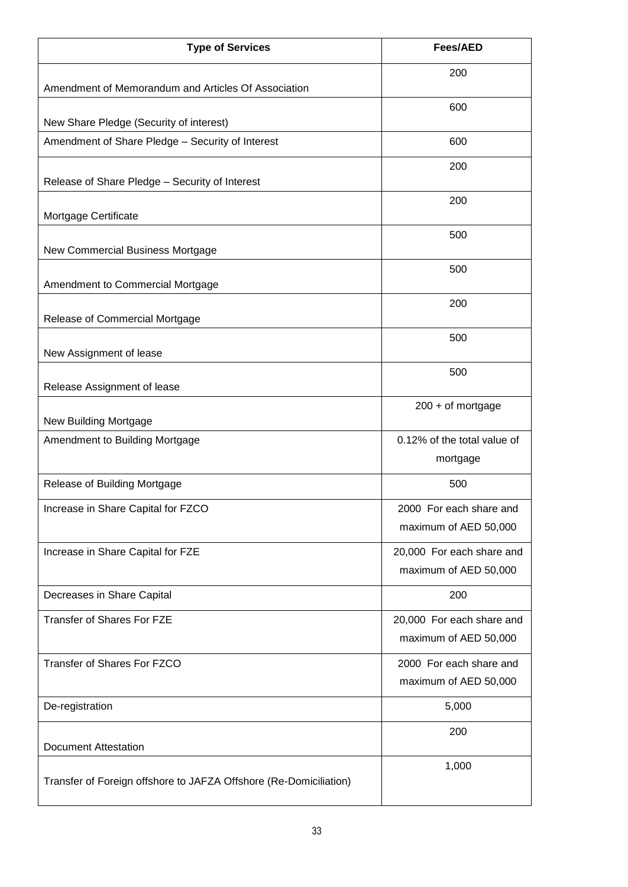| Type of Services | Fees/AED |
|---|---|
| Amendment of Memorandum and Articles Of Association | 200 |
| New Share Pledge (Security of interest) | 600 |
| Amendment of Share Pledge – Security of Interest | 600 |
| Release of Share Pledge – Security of Interest | 200 |
| Mortgage Certificate | 200 |
| New Commercial Business Mortgage | 500 |
| Amendment to Commercial Mortgage | 500 |
| Release of Commercial Mortgage | 200 |
| New Assignment of lease | 500 |
| Release Assignment of lease | 500 |
| New Building Mortgage | 200 + of mortgage |
| Amendment to Building Mortgage | 0.12% of the total value of mortgage |
| Release of Building Mortgage | 500 |
| Increase in Share Capital for FZCO | 2000 For each share and maximum of AED 50,000 |
| Increase in Share Capital for FZE | 20,000 For each share and maximum of AED 50,000 |
| Decreases in Share Capital | 200 |
| Transfer of Shares For FZE | 20,000 For each share and maximum of AED 50,000 |
| Transfer of Shares For FZCO | 2000 For each share and maximum of AED 50,000 |
| De-registration | 5,000 |
| Document Attestation | 200 |
| Transfer of Foreign offshore to JAFZA Offshore (Re-Domiciliation) | 1,000 |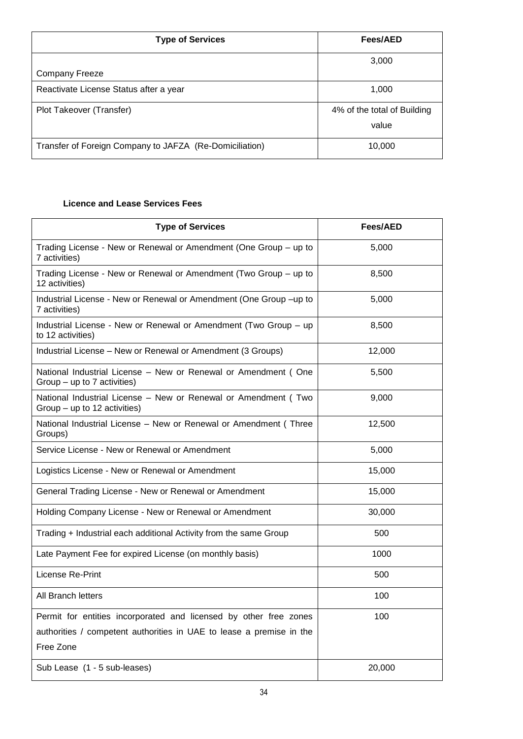| Type of Services | Fees/AED |
|---|---|
| Company Freeze | 3,000 |
| Reactivate License Status after a year | 1,000 |
| Plot Takeover (Transfer) | 4% of the total of Building value |
| Transfer of Foreign Company to JAFZA (Re-Domiciliation) | 10,000 |

**Licence and Lease Services Fees**

| Type of Services | Fees/AED |
|---|---|
| Trading License - New or Renewal or Amendment (One Group – up to 7 activities) | 5,000 |
| Trading License - New or Renewal or Amendment (Two Group – up to 12 activities) | 8,500 |
| Industrial License - New or Renewal or Amendment (One Group –up to 7 activities) | 5,000 |
| Industrial License - New or Renewal or Amendment (Two Group – up to 12 activities) | 8,500 |
| Industrial License – New or Renewal or Amendment (3 Groups) | 12,000 |
| National Industrial License – New or Renewal or Amendment ( One Group – up to 7 activities) | 5,500 |
| National Industrial License – New or Renewal or Amendment ( Two Group – up to 12 activities) | 9,000 |
| National Industrial License – New or Renewal or Amendment ( Three Groups) | 12,500 |
| Service License - New or Renewal or Amendment | 5,000 |
| Logistics License - New or Renewal or Amendment | 15,000 |
| General Trading License - New or Renewal or Amendment | 15,000 |
| Holding Company License - New or Renewal or Amendment | 30,000 |
| Trading + Industrial each additional Activity from the same Group | 500 |
| Late Payment Fee for expired License (on monthly basis) | 1000 |
| License Re-Print | 500 |
| All Branch letters | 100 |
| Permit for entities incorporated and licensed by other free zones authorities / competent authorities in UAE to lease a premise in the Free Zone | 100 |
| Sub Lease (1 - 5 sub-leases) | 20,000 |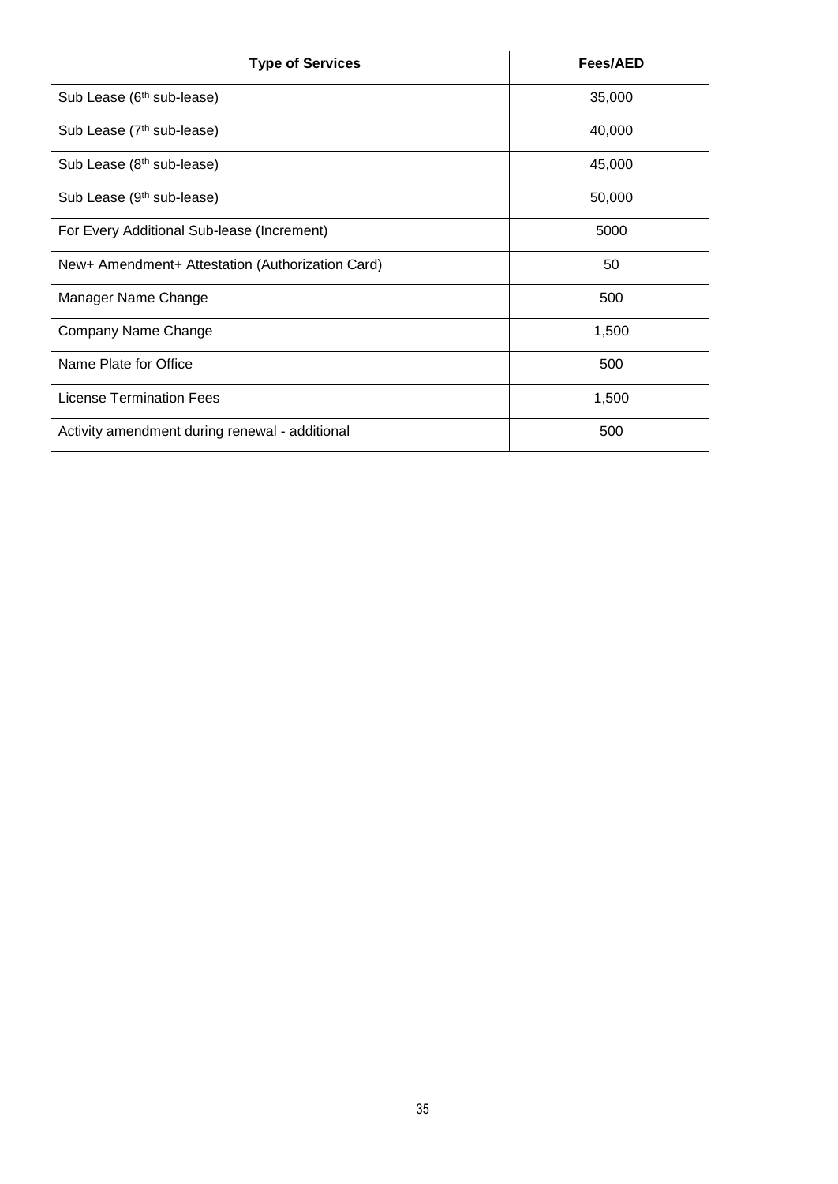| Type of Services | Fees/AED |
| --- | --- |
| Sub Lease (6th sub-lease) | 35,000 |
| Sub Lease (7th sub-lease) | 40,000 |
| Sub Lease (8th sub-lease) | 45,000 |
| Sub Lease (9th sub-lease) | 50,000 |
| For Every Additional Sub-lease (Increment) | 5000 |
| New+ Amendment+ Attestation (Authorization Card) | 50 |
| Manager Name Change | 500 |
| Company Name Change | 1,500 |
| Name Plate for Office | 500 |
| License Termination Fees | 1,500 |
| Activity amendment during renewal - additional | 500 |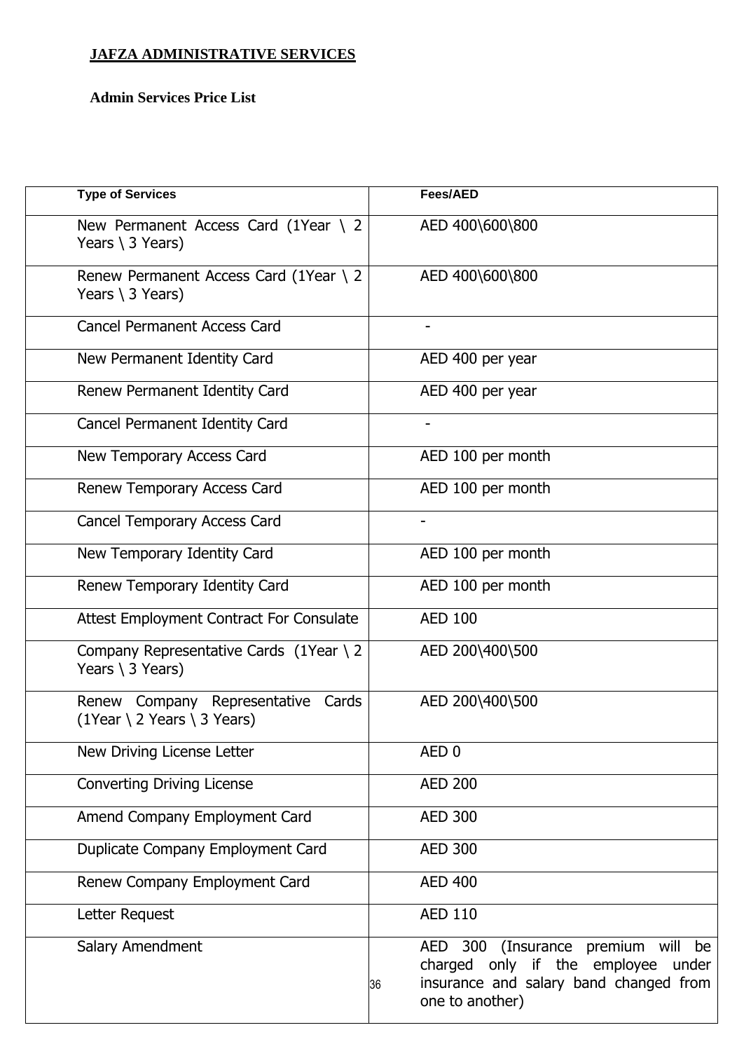**JAFZA ADMINISTRATIVE SERVICES**

**Admin Services Price List**

| Type of Services | Fees/AED |
|---|---|
| New Permanent Access Card (1Year \ 2 Years \ 3 Years) | AED 400\600\800 |
| Renew Permanent Access Card (1Year \ 2 Years \ 3 Years) | AED 400\600\800 |
| Cancel Permanent Access Card | - |
| New Permanent Identity Card | AED 400 per year |
| Renew Permanent Identity Card | AED 400 per year |
| Cancel Permanent Identity Card | - |
| New Temporary Access Card | AED 100 per month |
| Renew Temporary Access Card | AED 100 per month |
| Cancel Temporary Access Card | - |
| New Temporary Identity Card | AED 100 per month |
| Renew Temporary Identity Card | AED 100 per month |
| Attest Employment Contract For Consulate | AED 100 |
| Company Representative Cards (1Year \ 2 Years \ 3 Years) | AED 200\400\500 |
| Renew Company Representative Cards (1Year \ 2 Years \ 3 Years) | AED 200\400\500 |
| New Driving License Letter | AED 0 |
| Converting Driving License | AED 200 |
| Amend Company Employment Card | AED 300 |
| Duplicate Company Employment Card | AED 300 |
| Renew Company Employment Card | AED 400 |
| Letter Request | AED 110 |
| Salary Amendment | AED 300 (Insurance premium will be charged only if the employee under insurance and salary band changed from one to another) |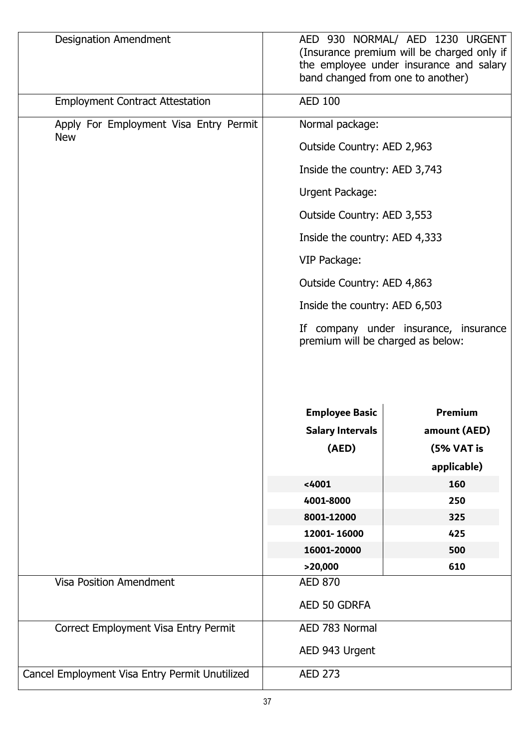| | |
|---|---|
| Designation Amendment | AED 930 NORMAL/ AED 1230 URGENT (Insurance premium will be charged only if the employee under insurance and salary band changed from one to another) |
| Employment Contract Attestation | AED 100 |
| Apply For Employment Visa Entry Permit New | Normal package:<br><br>Outside Country: AED 2,963<br><br>Inside the country: AED 3,743<br><br>Urgent Package:<br><br>Outside Country: AED 3,553<br><br>Inside the country: AED 4,333<br><br>VIP Package:<br><br>Outside Country: AED 4,863<br><br>Inside the country: AED 6,503<br><br>If company under insurance, insurance premium will be charged as below: |
| Visa Position Amendment | AED 870<br><br>AED 50 GDRFA |
| Correct Employment Visa Entry Permit | AED 783 Normal<br><br>AED 943 Urgent |
| Cancel Employment Visa Entry Permit Unutilized | AED 273 |

| Employee Basic Salary Intervals (AED) | Premium amount (AED) (5% VAT is applicable) |
|---|---|
| <4001 | 160 |
| 4001-8000 | 250 |
| 8001-12000 | 325 |
| 12001- 16000 | 425 |
| 16001-20000 | 500 |
| >20,000 | 610 |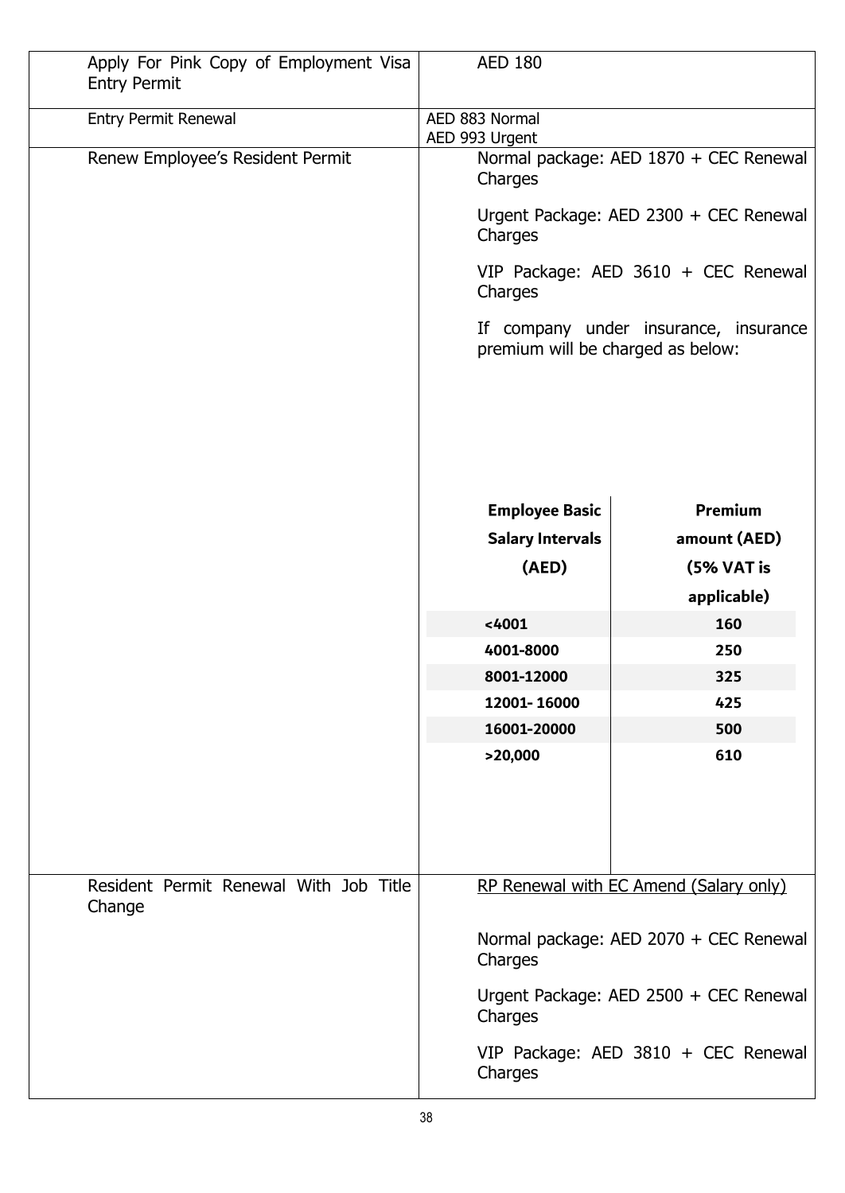| | |
|---|---|
| Apply For Pink Copy of Employment Visa Entry Permit | AED 180 |
| Entry Permit Renewal | AED 883 Normal<br>AED 993 Urgent |
| Renew Employee's Resident Permit | Normal package: AED 1870 + CEC Renewal Charges<br><br>Urgent Package: AED 2300 + CEC Renewal Charges<br><br>VIP Package: AED 3610 + CEC Renewal Charges<br><br>If company under insurance, insurance premium will be charged as below: |
| Resident Permit Renewal With Job Title Change | RP Renewal with EC Amend (Salary only)<br><br>Normal package: AED 2070 + CEC Renewal Charges<br><br>Urgent Package: AED 2500 + CEC Renewal Charges<br><br>VIP Package: AED 3810 + CEC Renewal Charges |

| Employee Basic Salary Intervals (AED) | Premium amount (AED) (5% VAT is applicable) |
|---|---|
| <4001 | 160 |
| 4001-8000 | 250 |
| 8001-12000 | 325 |
| 12001- 16000 | 425 |
| 16001-20000 | 500 |
| >20,000 | 610 |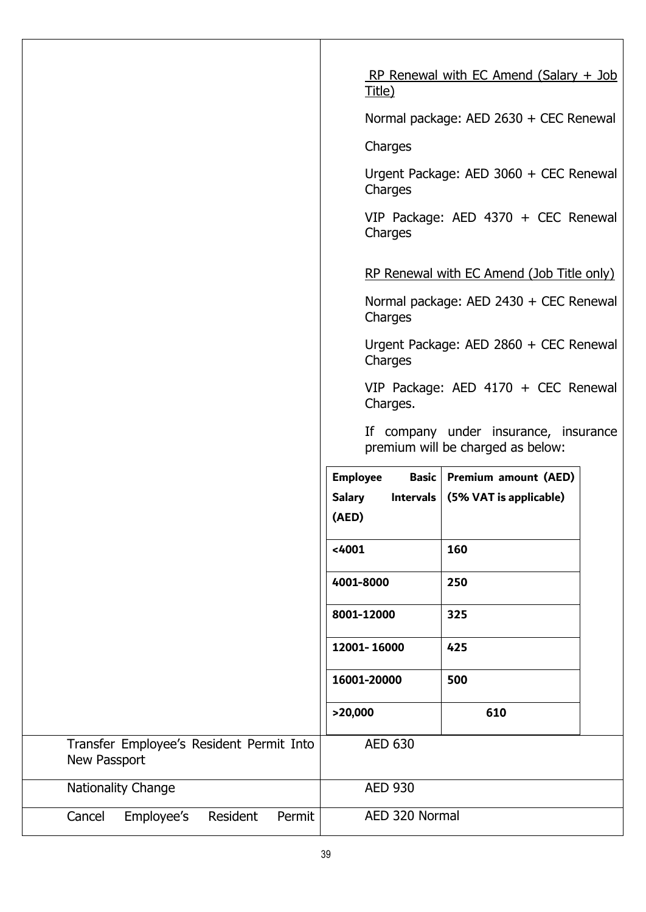| | |
|---|---|
| | <u>RP Renewal with EC Amend (Salary + Job Title)</u><br><br>Normal package: AED 2630 + CEC Renewal<br><br>Charges<br><br>Urgent Package: AED 3060 + CEC Renewal Charges<br><br>VIP Package: AED 4370 + CEC Renewal Charges<br><br><u>RP Renewal with EC Amend (Job Title only)</u><br><br>Normal package: AED 2430 + CEC Renewal Charges<br><br>Urgent Package: AED 2860 + CEC Renewal Charges<br><br>VIP Package: AED 4170 + CEC Renewal Charges.<br><br>If company under insurance, insurance premium will be charged as below: |
| Transfer Employee's Resident Permit Into New Passport | AED 630 |
| Nationality Change | AED 930 |
| Cancel Employee's Resident Permit | AED 320 Normal |

| Employee Basic Salary Intervals (AED) | Premium amount (AED) (5% VAT is applicable) |
|---|---|
| <4001 | 160 |
| 4001-8000 | 250 |
| 8001-12000 | 325 |
| 12001- 16000 | 425 |
| 16001-20000 | 500 |
| >20,000 | 610 |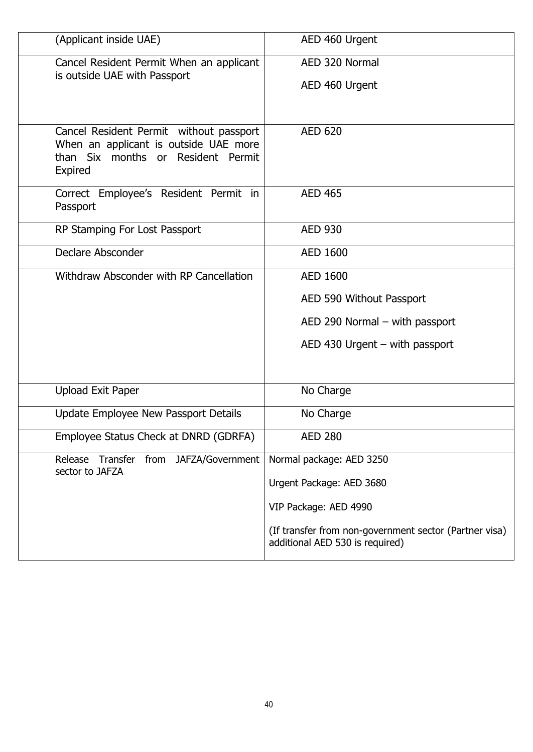| (Applicant inside UAE) | AED 460 Urgent |
|---|---|
| Cancel Resident Permit When an applicant is outside UAE with Passport | AED 320 Normal<br>AED 460 Urgent |
| Cancel Resident Permit without passport When an applicant is outside UAE more than Six months or Resident Permit Expired | AED 620 |
| Correct Employee's Resident Permit in Passport | AED 465 |
| RP Stamping For Lost Passport | AED 930 |
| Declare Absconder | AED 1600 |
| Withdraw Absconder with RP Cancellation | AED 1600<br>AED 590 Without Passport<br>AED 290 Normal – with passport<br>AED 430 Urgent – with passport |
| Upload Exit Paper | No Charge |
| Update Employee New Passport Details | No Charge |
| Employee Status Check at DNRD (GDRFA) | AED 280 |
| Release Transfer from JAFZA/Government sector to JAFZA | Normal package: AED 3250<br>Urgent Package: AED 3680<br>VIP Package: AED 4990<br>(If transfer from non-government sector (Partner visa) additional AED 530 is required) |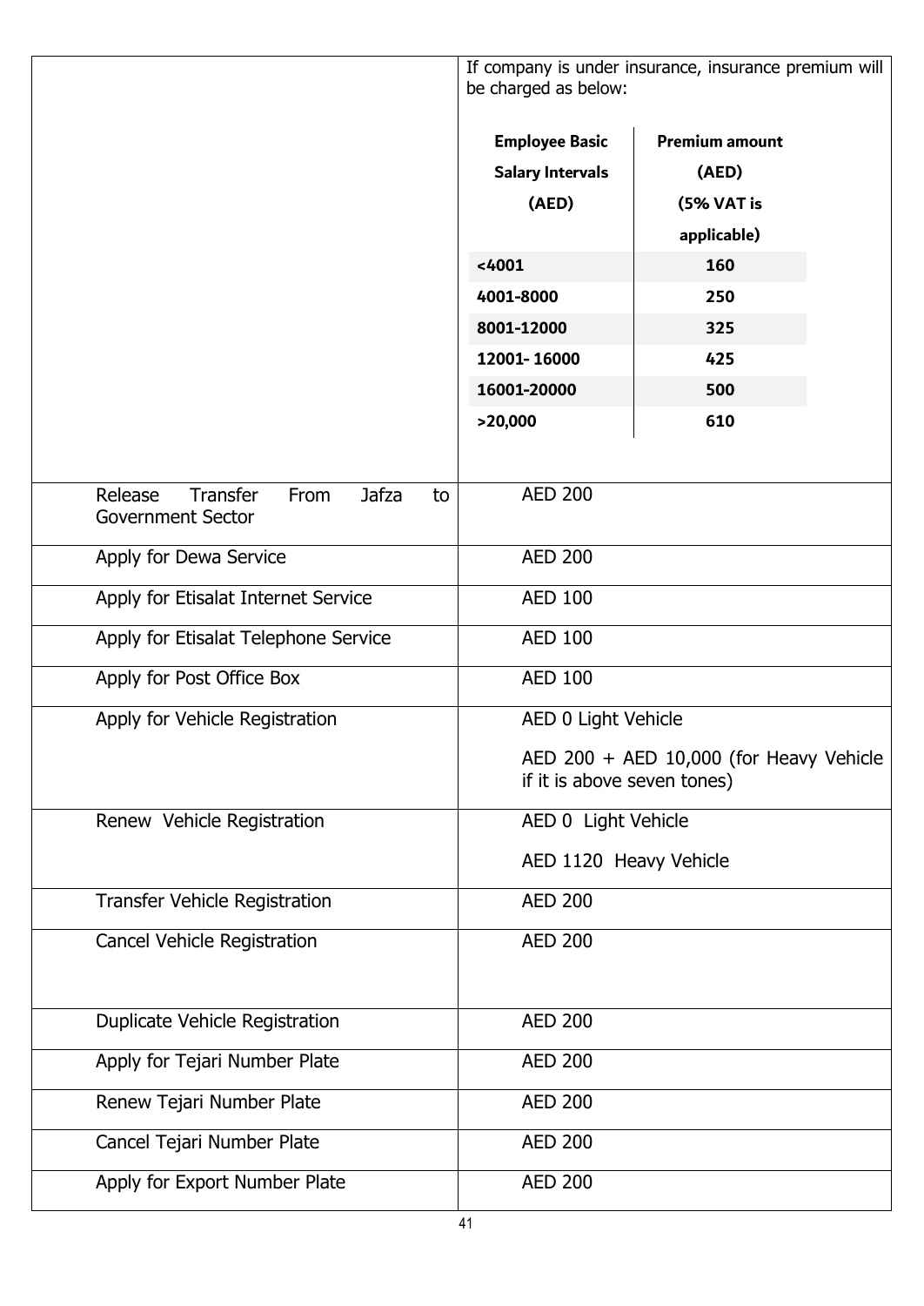| | |
|---|---|
| | If company is under insurance, insurance premium will be charged as below:<br><br>**Employee Basic Salary Intervals (AED)** — **Premium amount (AED) (5% VAT is applicable)**<br>**<4001** — **160**<br>**4001-8000** — **250**<br>**8001-12000** — **325**<br>**12001- 16000** — **425**<br>**16001-20000** — **500**<br>**>20,000** — **610** |
| Release Transfer From Jafza to Government Sector | AED 200 |
| Apply for Dewa Service | AED 200 |
| Apply for Etisalat Internet Service | AED 100 |
| Apply for Etisalat Telephone Service | AED 100 |
| Apply for Post Office Box | AED 100 |
| Apply for Vehicle Registration | AED 0 Light Vehicle<br>AED 200 + AED 10,000 (for Heavy Vehicle if it is above seven tones) |
| Renew Vehicle Registration | AED 0 Light Vehicle<br>AED 1120 Heavy Vehicle |
| Transfer Vehicle Registration | AED 200 |
| Cancel Vehicle Registration | AED 200 |
| Duplicate Vehicle Registration | AED 200 |
| Apply for Tejari Number Plate | AED 200 |
| Renew Tejari Number Plate | AED 200 |
| Cancel Tejari Number Plate | AED 200 |
| Apply for Export Number Plate | AED 200 |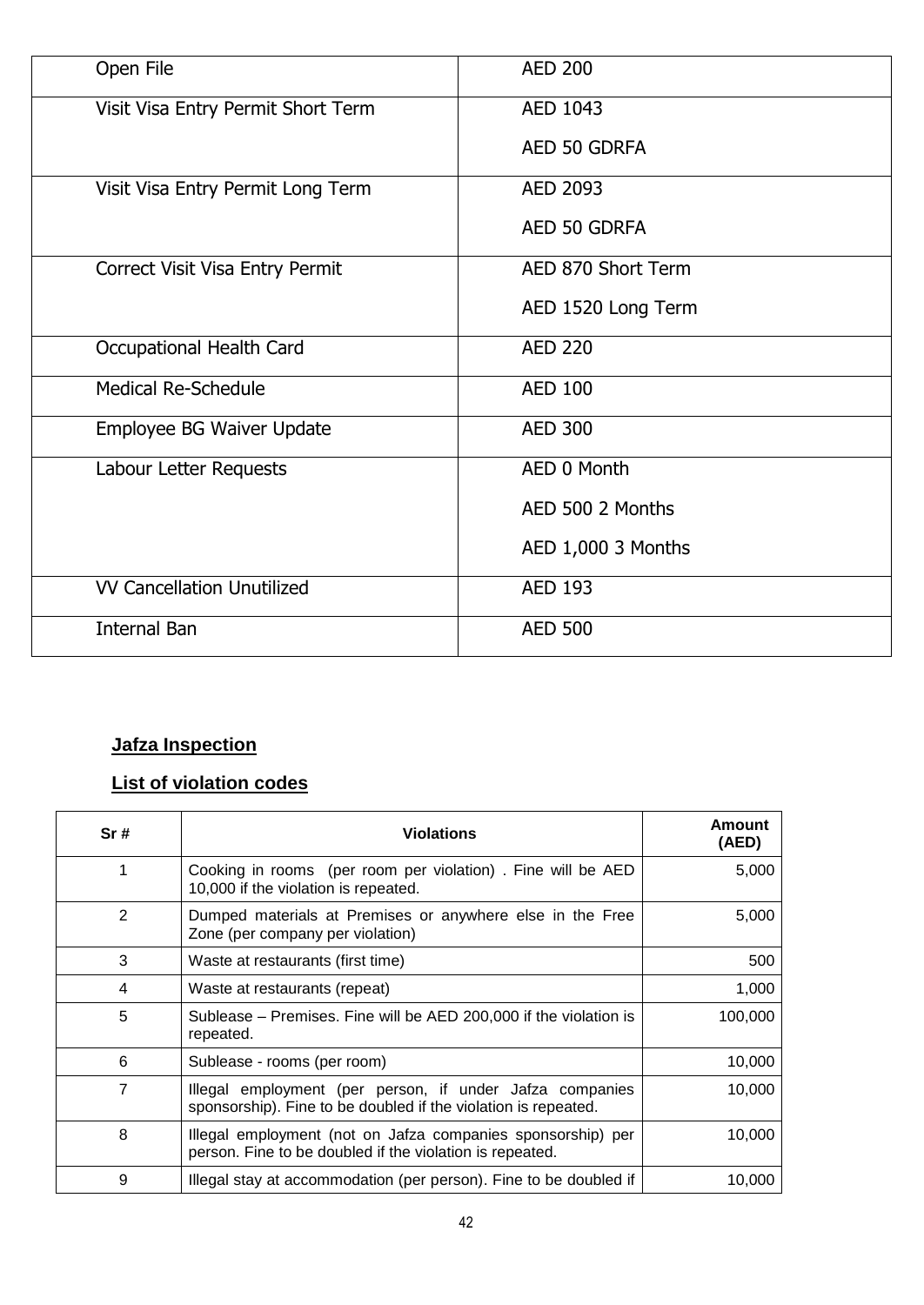| Open File | AED 200 |
|---|---|
| Visit Visa Entry Permit Short Term | AED 1043<br>AED 50 GDRFA |
| Visit Visa Entry Permit Long Term | AED 2093<br>AED 50 GDRFA |
| Correct Visit Visa Entry Permit | AED 870 Short Term<br>AED 1520 Long Term |
| Occupational Health Card | AED 220 |
| Medical Re-Schedule | AED 100 |
| Employee BG Waiver Update | AED 300 |
| Labour Letter Requests | AED 0 Month<br>AED 500 2 Months<br>AED 1,000 3 Months |
| VV Cancellation Unutilized | AED 193 |
| Internal Ban | AED 500 |

**Jafza Inspection**

**List of violation codes**

| Sr # | Violations | Amount (AED) |
|---|---|---|
| 1 | Cooking in rooms (per room per violation) . Fine will be AED 10,000 if the violation is repeated. | 5,000 |
| 2 | Dumped materials at Premises or anywhere else in the Free Zone (per company per violation) | 5,000 |
| 3 | Waste at restaurants (first time) | 500 |
| 4 | Waste at restaurants (repeat) | 1,000 |
| 5 | Sublease – Premises. Fine will be AED 200,000 if the violation is repeated. | 100,000 |
| 6 | Sublease - rooms (per room) | 10,000 |
| 7 | Illegal employment (per person, if under Jafza companies sponsorship). Fine to be doubled if the violation is repeated. | 10,000 |
| 8 | Illegal employment (not on Jafza companies sponsorship) per person. Fine to be doubled if the violation is repeated. | 10,000 |
| 9 | Illegal stay at accommodation (per person). Fine to be doubled if | 10,000 |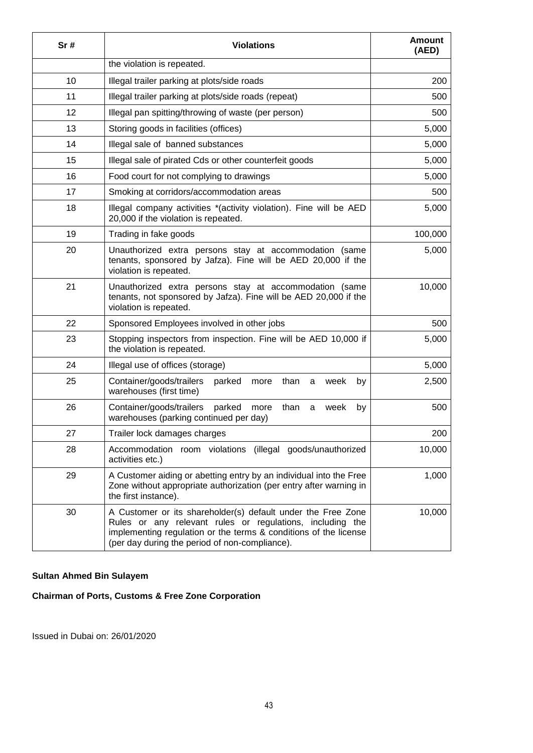| Sr # | Violations | Amount (AED) |
|---|---|---|
| | the violation is repeated. | |
| 10 | Illegal trailer parking at plots/side roads | 200 |
| 11 | Illegal trailer parking at plots/side roads (repeat) | 500 |
| 12 | Illegal pan spitting/throwing of waste (per person) | 500 |
| 13 | Storing goods in facilities (offices) | 5,000 |
| 14 | Illegal sale of banned substances | 5,000 |
| 15 | Illegal sale of pirated Cds or other counterfeit goods | 5,000 |
| 16 | Food court for not complying to drawings | 5,000 |
| 17 | Smoking at corridors/accommodation areas | 500 |
| 18 | Illegal company activities *(activity violation). Fine will be AED 20,000 if the violation is repeated. | 5,000 |
| 19 | Trading in fake goods | 100,000 |
| 20 | Unauthorized extra persons stay at accommodation (same tenants, sponsored by Jafza). Fine will be AED 20,000 if the violation is repeated. | 5,000 |
| 21 | Unauthorized extra persons stay at accommodation (same tenants, not sponsored by Jafza). Fine will be AED 20,000 if the violation is repeated. | 10,000 |
| 22 | Sponsored Employees involved in other jobs | 500 |
| 23 | Stopping inspectors from inspection. Fine will be AED 10,000 if the violation is repeated. | 5,000 |
| 24 | Illegal use of offices (storage) | 5,000 |
| 25 | Container/goods/trailers parked more than a week by warehouses (first time) | 2,500 |
| 26 | Container/goods/trailers parked more than a week by warehouses (parking continued per day) | 500 |
| 27 | Trailer lock damages charges | 200 |
| 28 | Accommodation room violations (illegal goods/unauthorized activities etc.) | 10,000 |
| 29 | A Customer aiding or abetting entry by an individual into the Free Zone without appropriate authorization (per entry after warning in the first instance). | 1,000 |
| 30 | A Customer or its shareholder(s) default under the Free Zone Rules or any relevant rules or regulations, including the implementing regulation or the terms & conditions of the license (per day during the period of non-compliance). | 10,000 |

**Sultan Ahmed Bin Sulayem**

**Chairman of Ports, Customs & Free Zone Corporation**

Issued in Dubai on: 26/01/2020